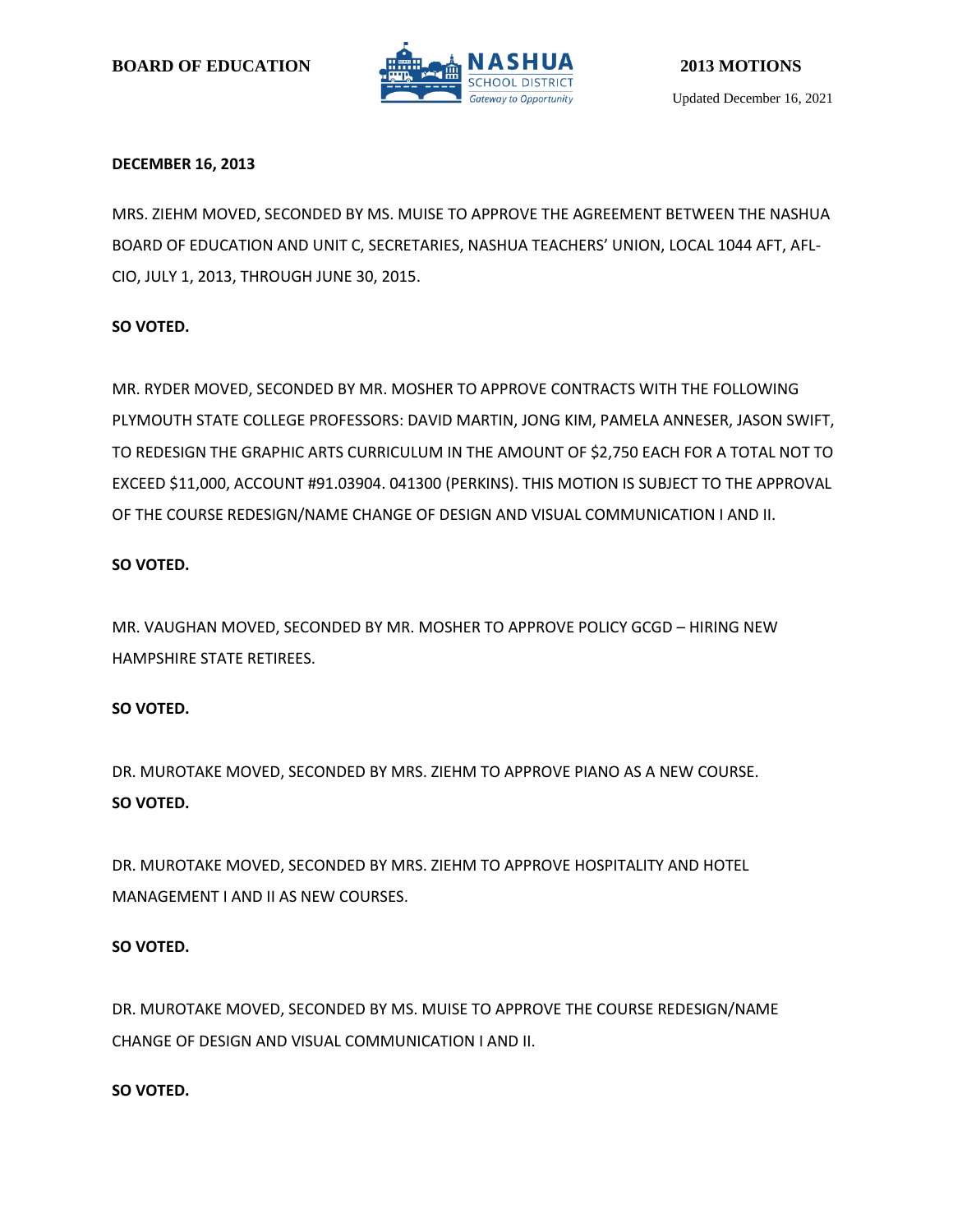**BOARD OF EDUCATION** **2013 MOTIONS**

Updated December 16, 2021

**DECEMBER 16, 2013**

MRS. ZIEHM MOVED, SECONDED BY MS. MUISE TO APPROVE THE AGREEMENT BETWEEN THE NASHUA BOARD OF EDUCATION AND UNIT C, SECRETARIES, NASHUA TEACHERS' UNION, LOCAL 1044 AFT, AFL-CIO, JULY 1, 2013, THROUGH JUNE 30, 2015.

**SO VOTED.**

MR. RYDER MOVED, SECONDED BY MR. MOSHER TO APPROVE CONTRACTS WITH THE FOLLOWING PLYMOUTH STATE COLLEGE PROFESSORS: DAVID MARTIN, JONG KIM, PAMELA ANNESER, JASON SWIFT, TO REDESIGN THE GRAPHIC ARTS CURRICULUM IN THE AMOUNT OF $2,750 EACH FOR A TOTAL NOT TO EXCEED $11,000, ACCOUNT #91.03904. 041300 (PERKINS). THIS MOTION IS SUBJECT TO THE APPROVAL OF THE COURSE REDESIGN/NAME CHANGE OF DESIGN AND VISUAL COMMUNICATION I AND II.

**SO VOTED.**

MR. VAUGHAN MOVED, SECONDED BY MR. MOSHER TO APPROVE POLICY GCGD – HIRING NEW HAMPSHIRE STATE RETIREES.

**SO VOTED.**

DR. MUROTAKE MOVED, SECONDED BY MRS. ZIEHM TO APPROVE PIANO AS A NEW COURSE.
**SO VOTED.**

DR. MUROTAKE MOVED, SECONDED BY MRS. ZIEHM TO APPROVE HOSPITALITY AND HOTEL MANAGEMENT I AND II AS NEW COURSES.

**SO VOTED.**

DR. MUROTAKE MOVED, SECONDED BY MS. MUISE TO APPROVE THE COURSE REDESIGN/NAME CHANGE OF DESIGN AND VISUAL COMMUNICATION I AND II.

**SO VOTED.**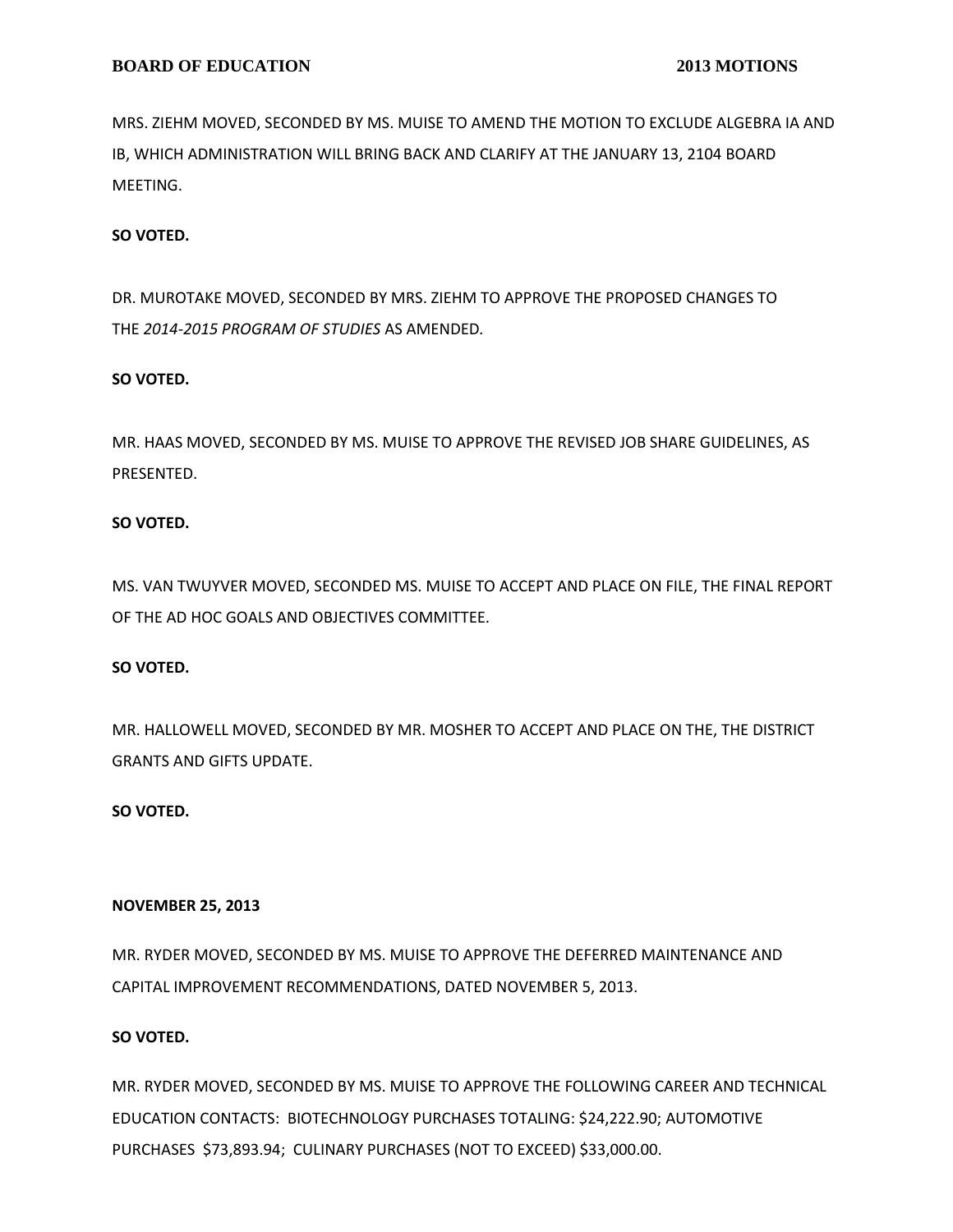MRS. ZIEHM MOVED, SECONDED BY MS. MUISE TO AMEND THE MOTION TO EXCLUDE ALGEBRA IA AND IB, WHICH ADMINISTRATION WILL BRING BACK AND CLARIFY AT THE JANUARY 13, 2104 BOARD MEETING.

**SO VOTED.**

DR. MUROTAKE MOVED, SECONDED BY MRS. ZIEHM TO APPROVE THE PROPOSED CHANGES TO THE *2014-2015 PROGRAM OF STUDIES* AS AMENDED.

**SO VOTED.**

MR. HAAS MOVED, SECONDED BY MS. MUISE TO APPROVE THE REVISED JOB SHARE GUIDELINES, AS PRESENTED.

**SO VOTED.**

MS. VAN TWUYVER MOVED, SECONDED MS. MUISE TO ACCEPT AND PLACE ON FILE, THE FINAL REPORT OF THE AD HOC GOALS AND OBJECTIVES COMMITTEE.

**SO VOTED.**

MR. HALLOWELL MOVED, SECONDED BY MR. MOSHER TO ACCEPT AND PLACE ON THE, THE DISTRICT GRANTS AND GIFTS UPDATE.

**SO VOTED.**

**NOVEMBER 25, 2013**

MR. RYDER MOVED, SECONDED BY MS. MUISE TO APPROVE THE DEFERRED MAINTENANCE AND CAPITAL IMPROVEMENT RECOMMENDATIONS, DATED NOVEMBER 5, 2013.

**SO VOTED.**

MR. RYDER MOVED, SECONDED BY MS. MUISE TO APPROVE THE FOLLOWING CAREER AND TECHNICAL EDUCATION CONTACTS: BIOTECHNOLOGY PURCHASES TOTALING: $24,222.90; AUTOMOTIVE PURCHASES $73,893.94; CULINARY PURCHASES (NOT TO EXCEED) $33,000.00.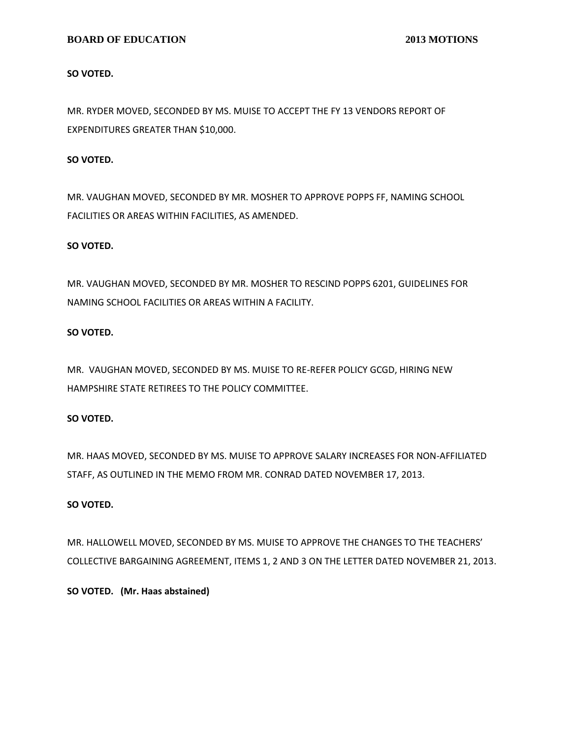**SO VOTED.**

MR. RYDER MOVED, SECONDED BY MS. MUISE TO ACCEPT THE FY 13 VENDORS REPORT OF EXPENDITURES GREATER THAN $10,000.

**SO VOTED.**

MR. VAUGHAN MOVED, SECONDED BY MR. MOSHER TO APPROVE POPPS FF, NAMING SCHOOL FACILITIES OR AREAS WITHIN FACILITIES, AS AMENDED.

**SO VOTED.**

MR. VAUGHAN MOVED, SECONDED BY MR. MOSHER TO RESCIND POPPS 6201, GUIDELINES FOR NAMING SCHOOL FACILITIES OR AREAS WITHIN A FACILITY.

**SO VOTED.**

MR. VAUGHAN MOVED, SECONDED BY MS. MUISE TO RE-REFER POLICY GCGD, HIRING NEW HAMPSHIRE STATE RETIREES TO THE POLICY COMMITTEE.

**SO VOTED.**

MR. HAAS MOVED, SECONDED BY MS. MUISE TO APPROVE SALARY INCREASES FOR NON-AFFILIATED STAFF, AS OUTLINED IN THE MEMO FROM MR. CONRAD DATED NOVEMBER 17, 2013.

**SO VOTED.**

MR. HALLOWELL MOVED, SECONDED BY MS. MUISE TO APPROVE THE CHANGES TO THE TEACHERS' COLLECTIVE BARGAINING AGREEMENT, ITEMS 1, 2 AND 3 ON THE LETTER DATED NOVEMBER 21, 2013.

**SO VOTED. (Mr. Haas abstained)**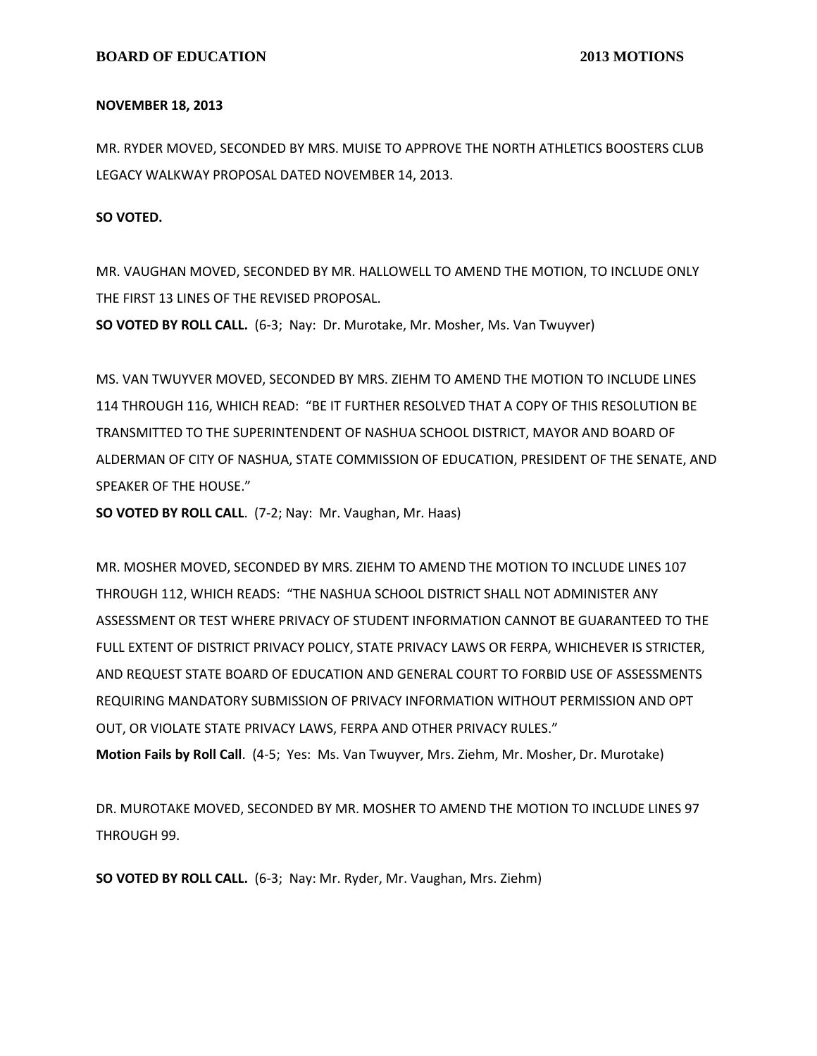**NOVEMBER 18, 2013**

MR. RYDER MOVED, SECONDED BY MRS. MUISE TO APPROVE THE NORTH ATHLETICS BOOSTERS CLUB LEGACY WALKWAY PROPOSAL DATED NOVEMBER 14, 2013.

**SO VOTED.**

MR. VAUGHAN MOVED, SECONDED BY MR. HALLOWELL TO AMEND THE MOTION, TO INCLUDE ONLY THE FIRST 13 LINES OF THE REVISED PROPOSAL.

**SO VOTED BY ROLL CALL.** (6-3; Nay: Dr. Murotake, Mr. Mosher, Ms. Van Twuyver)

MS. VAN TWUYVER MOVED, SECONDED BY MRS. ZIEHM TO AMEND THE MOTION TO INCLUDE LINES 114 THROUGH 116, WHICH READ: "BE IT FURTHER RESOLVED THAT A COPY OF THIS RESOLUTION BE TRANSMITTED TO THE SUPERINTENDENT OF NASHUA SCHOOL DISTRICT, MAYOR AND BOARD OF ALDERMAN OF CITY OF NASHUA, STATE COMMISSION OF EDUCATION, PRESIDENT OF THE SENATE, AND SPEAKER OF THE HOUSE."

**SO VOTED BY ROLL CALL**. (7-2; Nay: Mr. Vaughan, Mr. Haas)

MR. MOSHER MOVED, SECONDED BY MRS. ZIEHM TO AMEND THE MOTION TO INCLUDE LINES 107 THROUGH 112, WHICH READS: "THE NASHUA SCHOOL DISTRICT SHALL NOT ADMINISTER ANY ASSESSMENT OR TEST WHERE PRIVACY OF STUDENT INFORMATION CANNOT BE GUARANTEED TO THE FULL EXTENT OF DISTRICT PRIVACY POLICY, STATE PRIVACY LAWS OR FERPA, WHICHEVER IS STRICTER, AND REQUEST STATE BOARD OF EDUCATION AND GENERAL COURT TO FORBID USE OF ASSESSMENTS REQUIRING MANDATORY SUBMISSION OF PRIVACY INFORMATION WITHOUT PERMISSION AND OPT OUT, OR VIOLATE STATE PRIVACY LAWS, FERPA AND OTHER PRIVACY RULES."

**Motion Fails by Roll Call**. (4-5; Yes: Ms. Van Twuyver, Mrs. Ziehm, Mr. Mosher, Dr. Murotake)

DR. MUROTAKE MOVED, SECONDED BY MR. MOSHER TO AMEND THE MOTION TO INCLUDE LINES 97 THROUGH 99.

**SO VOTED BY ROLL CALL.** (6-3; Nay: Mr. Ryder, Mr. Vaughan, Mrs. Ziehm)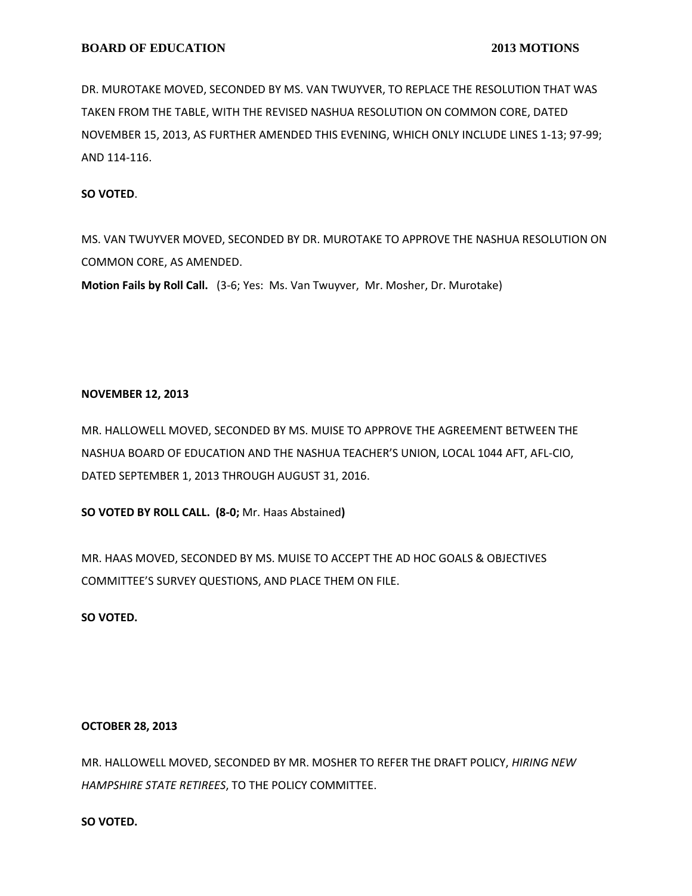DR. MUROTAKE MOVED, SECONDED BY MS. VAN TWUYVER, TO REPLACE THE RESOLUTION THAT WAS TAKEN FROM THE TABLE, WITH THE REVISED NASHUA RESOLUTION ON COMMON CORE, DATED NOVEMBER 15, 2013, AS FURTHER AMENDED THIS EVENING, WHICH ONLY INCLUDE LINES 1-13; 97-99; AND 114-116.

**SO VOTED**.

MS. VAN TWUYVER MOVED, SECONDED BY DR. MUROTAKE TO APPROVE THE NASHUA RESOLUTION ON COMMON CORE, AS AMENDED.

**Motion Fails by Roll Call.** (3-6; Yes: Ms. Van Twuyver, Mr. Mosher, Dr. Murotake)

**NOVEMBER 12, 2013**

MR. HALLOWELL MOVED, SECONDED BY MS. MUISE TO APPROVE THE AGREEMENT BETWEEN THE NASHUA BOARD OF EDUCATION AND THE NASHUA TEACHER'S UNION, LOCAL 1044 AFT, AFL-CIO, DATED SEPTEMBER 1, 2013 THROUGH AUGUST 31, 2016.

**SO VOTED BY ROLL CALL. (8-0;** Mr. Haas Abstained**)**

MR. HAAS MOVED, SECONDED BY MS. MUISE TO ACCEPT THE AD HOC GOALS & OBJECTIVES COMMITTEE'S SURVEY QUESTIONS, AND PLACE THEM ON FILE.

**SO VOTED.**

**OCTOBER 28, 2013**

MR. HALLOWELL MOVED, SECONDED BY MR. MOSHER TO REFER THE DRAFT POLICY, *HIRING NEW HAMPSHIRE STATE RETIREES*, TO THE POLICY COMMITTEE.

**SO VOTED.**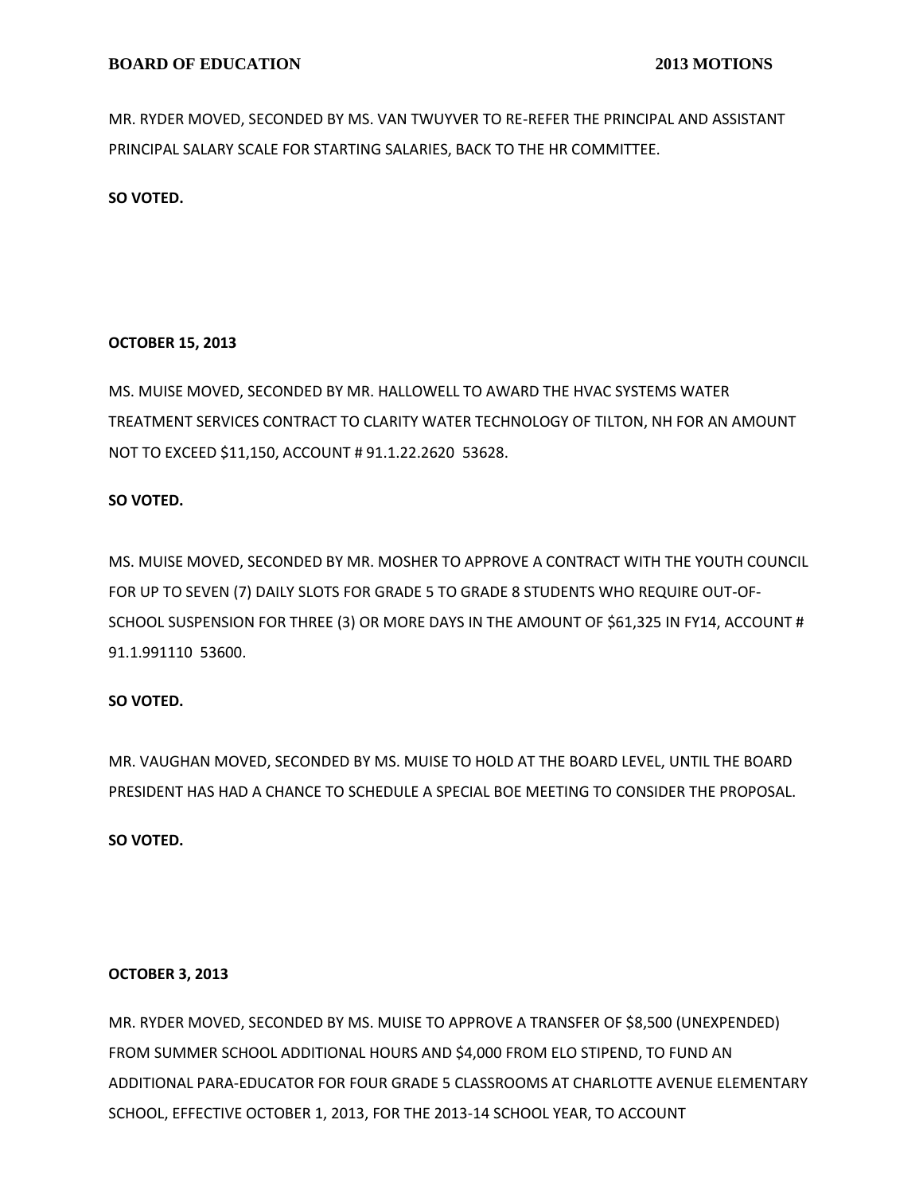MR. RYDER MOVED, SECONDED BY MS. VAN TWUYVER TO RE-REFER THE PRINCIPAL AND ASSISTANT PRINCIPAL SALARY SCALE FOR STARTING SALARIES, BACK TO THE HR COMMITTEE.

**SO VOTED.**

**OCTOBER 15, 2013**

MS. MUISE MOVED, SECONDED BY MR. HALLOWELL TO AWARD THE HVAC SYSTEMS WATER TREATMENT SERVICES CONTRACT TO CLARITY WATER TECHNOLOGY OF TILTON, NH FOR AN AMOUNT NOT TO EXCEED $11,150, ACCOUNT # 91.1.22.2620 53628.

**SO VOTED.**

MS. MUISE MOVED, SECONDED BY MR. MOSHER TO APPROVE A CONTRACT WITH THE YOUTH COUNCIL FOR UP TO SEVEN (7) DAILY SLOTS FOR GRADE 5 TO GRADE 8 STUDENTS WHO REQUIRE OUT-OF-SCHOOL SUSPENSION FOR THREE (3) OR MORE DAYS IN THE AMOUNT OF $61,325 IN FY14, ACCOUNT # 91.1.991110 53600.

**SO VOTED.**

MR. VAUGHAN MOVED, SECONDED BY MS. MUISE TO HOLD AT THE BOARD LEVEL, UNTIL THE BOARD PRESIDENT HAS HAD A CHANCE TO SCHEDULE A SPECIAL BOE MEETING TO CONSIDER THE PROPOSAL.

**SO VOTED.**

**OCTOBER 3, 2013**

MR. RYDER MOVED, SECONDED BY MS. MUISE TO APPROVE A TRANSFER OF $8,500 (UNEXPENDED) FROM SUMMER SCHOOL ADDITIONAL HOURS AND $4,000 FROM ELO STIPEND, TO FUND AN ADDITIONAL PARA-EDUCATOR FOR FOUR GRADE 5 CLASSROOMS AT CHARLOTTE AVENUE ELEMENTARY SCHOOL, EFFECTIVE OCTOBER 1, 2013, FOR THE 2013-14 SCHOOL YEAR, TO ACCOUNT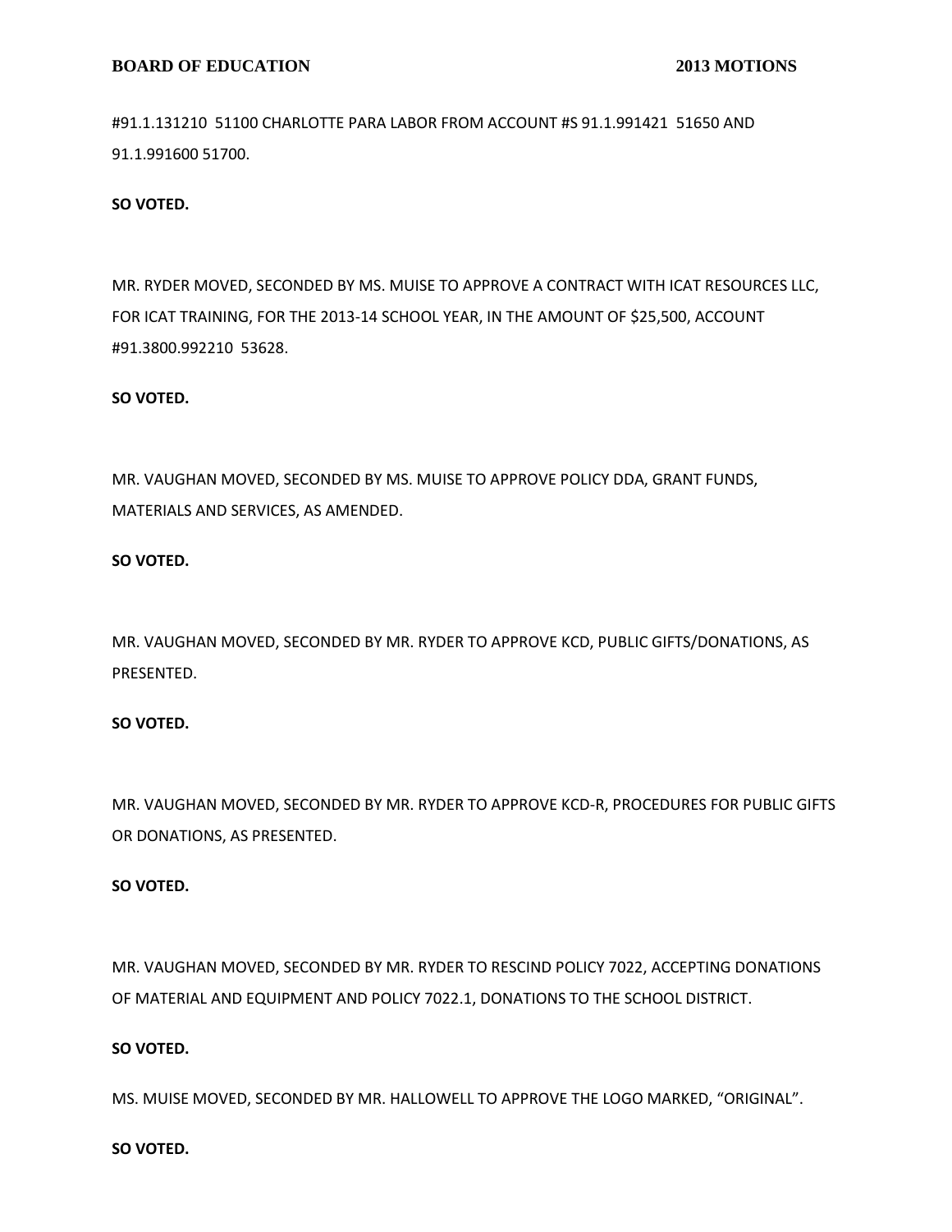#91.1.131210 51100 CHARLOTTE PARA LABOR FROM ACCOUNT #S 91.1.991421 51650 AND 91.1.991600 51700.

**SO VOTED.**

MR. RYDER MOVED, SECONDED BY MS. MUISE TO APPROVE A CONTRACT WITH ICAT RESOURCES LLC, FOR ICAT TRAINING, FOR THE 2013-14 SCHOOL YEAR, IN THE AMOUNT OF $25,500, ACCOUNT #91.3800.992210 53628.

**SO VOTED.**

MR. VAUGHAN MOVED, SECONDED BY MS. MUISE TO APPROVE POLICY DDA, GRANT FUNDS, MATERIALS AND SERVICES, AS AMENDED.

**SO VOTED.**

MR. VAUGHAN MOVED, SECONDED BY MR. RYDER TO APPROVE KCD, PUBLIC GIFTS/DONATIONS, AS PRESENTED.

**SO VOTED.**

MR. VAUGHAN MOVED, SECONDED BY MR. RYDER TO APPROVE KCD-R, PROCEDURES FOR PUBLIC GIFTS OR DONATIONS, AS PRESENTED.

**SO VOTED.**

MR. VAUGHAN MOVED, SECONDED BY MR. RYDER TO RESCIND POLICY 7022, ACCEPTING DONATIONS OF MATERIAL AND EQUIPMENT AND POLICY 7022.1, DONATIONS TO THE SCHOOL DISTRICT.

**SO VOTED.**

MS. MUISE MOVED, SECONDED BY MR. HALLOWELL TO APPROVE THE LOGO MARKED, "ORIGINAL".

**SO VOTED.**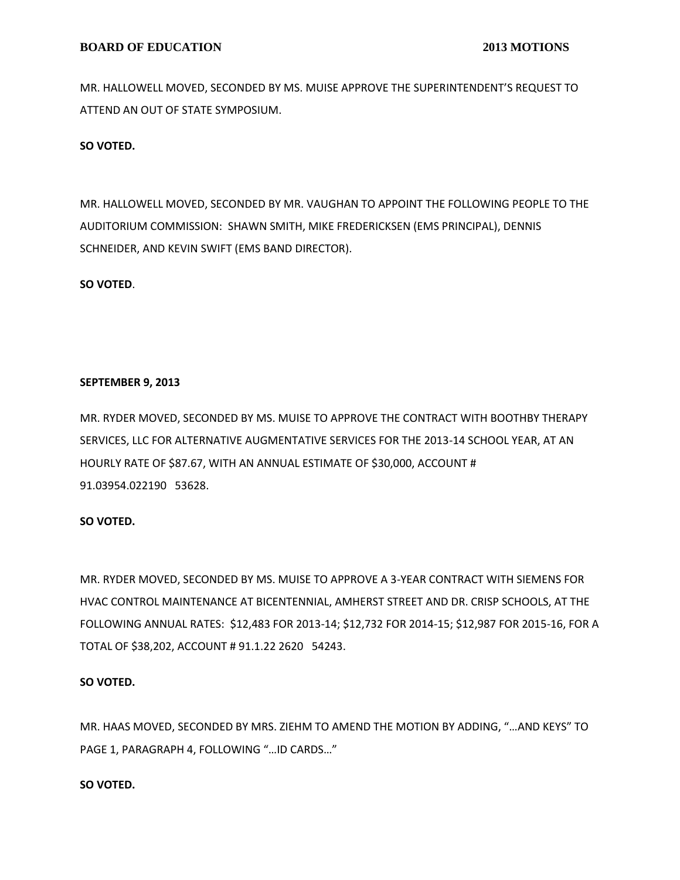MR. HALLOWELL MOVED, SECONDED BY MS. MUISE APPROVE THE SUPERINTENDENT'S REQUEST TO ATTEND AN OUT OF STATE SYMPOSIUM.

**SO VOTED.**

MR. HALLOWELL MOVED, SECONDED BY MR. VAUGHAN TO APPOINT THE FOLLOWING PEOPLE TO THE AUDITORIUM COMMISSION: SHAWN SMITH, MIKE FREDERICKSEN (EMS PRINCIPAL), DENNIS SCHNEIDER, AND KEVIN SWIFT (EMS BAND DIRECTOR).

**SO VOTED**.

**SEPTEMBER 9, 2013**

MR. RYDER MOVED, SECONDED BY MS. MUISE TO APPROVE THE CONTRACT WITH BOOTHBY THERAPY SERVICES, LLC FOR ALTERNATIVE AUGMENTATIVE SERVICES FOR THE 2013-14 SCHOOL YEAR, AT AN HOURLY RATE OF $87.67, WITH AN ANNUAL ESTIMATE OF $30,000, ACCOUNT # 91.03954.022190 53628.

**SO VOTED.**

MR. RYDER MOVED, SECONDED BY MS. MUISE TO APPROVE A 3-YEAR CONTRACT WITH SIEMENS FOR HVAC CONTROL MAINTENANCE AT BICENTENNIAL, AMHERST STREET AND DR. CRISP SCHOOLS, AT THE FOLLOWING ANNUAL RATES: $12,483 FOR 2013-14; $12,732 FOR 2014-15; $12,987 FOR 2015-16, FOR A TOTAL OF $38,202, ACCOUNT # 91.1.22 2620 54243.

**SO VOTED.**

MR. HAAS MOVED, SECONDED BY MRS. ZIEHM TO AMEND THE MOTION BY ADDING, "…AND KEYS" TO PAGE 1, PARAGRAPH 4, FOLLOWING "…ID CARDS…"

**SO VOTED.**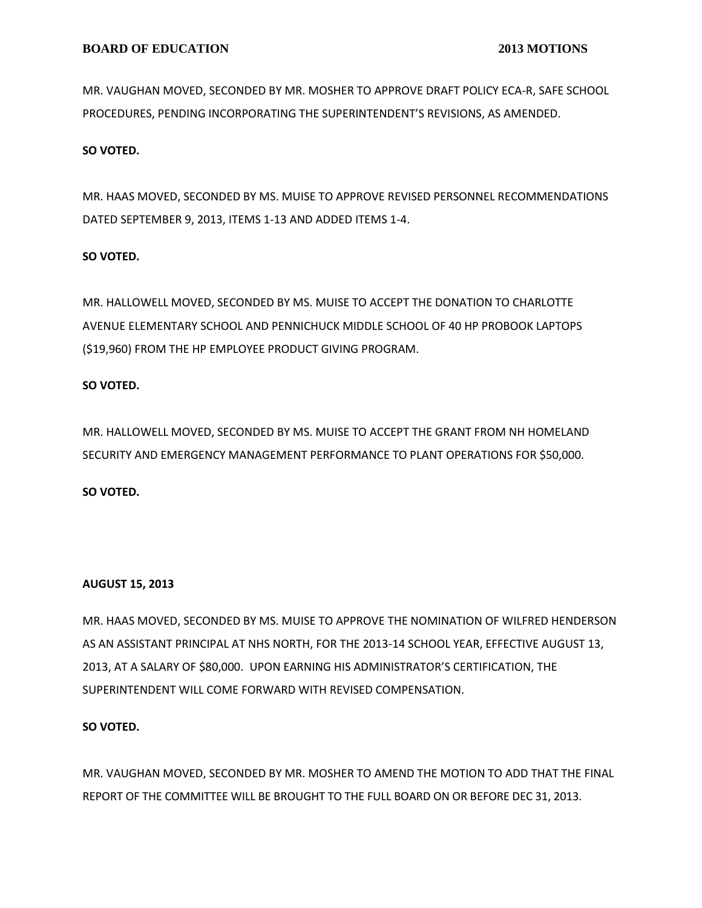MR. VAUGHAN MOVED, SECONDED BY MR. MOSHER TO APPROVE DRAFT POLICY ECA-R, SAFE SCHOOL PROCEDURES, PENDING INCORPORATING THE SUPERINTENDENT'S REVISIONS, AS AMENDED.

**SO VOTED.**

MR. HAAS MOVED, SECONDED BY MS. MUISE TO APPROVE REVISED PERSONNEL RECOMMENDATIONS DATED SEPTEMBER 9, 2013, ITEMS 1-13 AND ADDED ITEMS 1-4.

**SO VOTED.**

MR. HALLOWELL MOVED, SECONDED BY MS. MUISE TO ACCEPT THE DONATION TO CHARLOTTE AVENUE ELEMENTARY SCHOOL AND PENNICHUCK MIDDLE SCHOOL OF 40 HP PROBOOK LAPTOPS ($19,960) FROM THE HP EMPLOYEE PRODUCT GIVING PROGRAM.

**SO VOTED.**

MR. HALLOWELL MOVED, SECONDED BY MS. MUISE TO ACCEPT THE GRANT FROM NH HOMELAND SECURITY AND EMERGENCY MANAGEMENT PERFORMANCE TO PLANT OPERATIONS FOR $50,000.

**SO VOTED.**

**AUGUST 15, 2013**

MR. HAAS MOVED, SECONDED BY MS. MUISE TO APPROVE THE NOMINATION OF WILFRED HENDERSON AS AN ASSISTANT PRINCIPAL AT NHS NORTH, FOR THE 2013-14 SCHOOL YEAR, EFFECTIVE AUGUST 13, 2013, AT A SALARY OF $80,000. UPON EARNING HIS ADMINISTRATOR'S CERTIFICATION, THE SUPERINTENDENT WILL COME FORWARD WITH REVISED COMPENSATION.

**SO VOTED.**

MR. VAUGHAN MOVED, SECONDED BY MR. MOSHER TO AMEND THE MOTION TO ADD THAT THE FINAL REPORT OF THE COMMITTEE WILL BE BROUGHT TO THE FULL BOARD ON OR BEFORE DEC 31, 2013.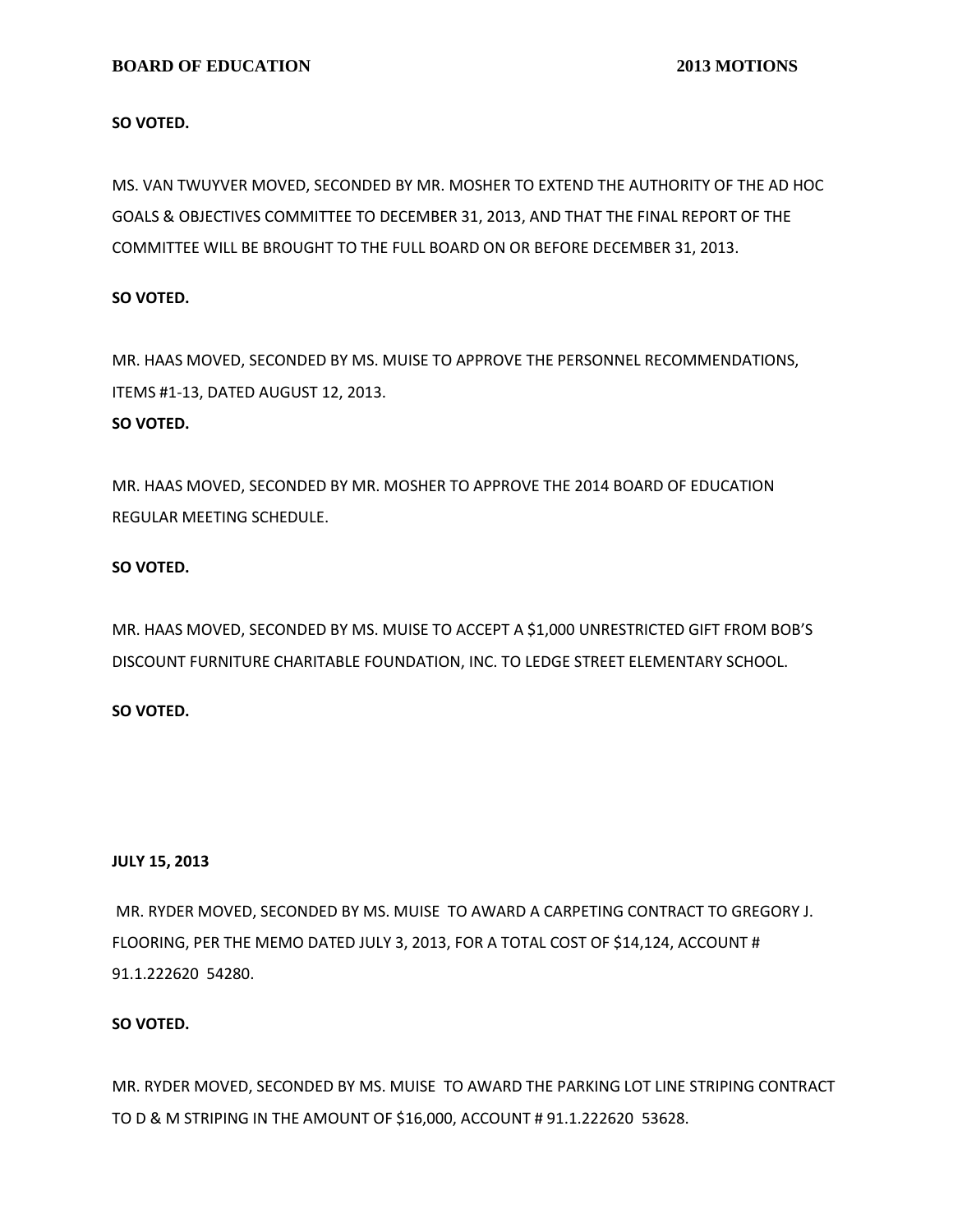**SO VOTED.**

MS. VAN TWUYVER MOVED, SECONDED BY MR. MOSHER TO EXTEND THE AUTHORITY OF THE AD HOC GOALS & OBJECTIVES COMMITTEE TO DECEMBER 31, 2013, AND THAT THE FINAL REPORT OF THE COMMITTEE WILL BE BROUGHT TO THE FULL BOARD ON OR BEFORE DECEMBER 31, 2013.

**SO VOTED.**

MR. HAAS MOVED, SECONDED BY MS. MUISE TO APPROVE THE PERSONNEL RECOMMENDATIONS, ITEMS #1-13, DATED AUGUST 12, 2013.

**SO VOTED.**

MR. HAAS MOVED, SECONDED BY MR. MOSHER TO APPROVE THE 2014 BOARD OF EDUCATION REGULAR MEETING SCHEDULE.

**SO VOTED.**

MR. HAAS MOVED, SECONDED BY MS. MUISE TO ACCEPT A $1,000 UNRESTRICTED GIFT FROM BOB'S DISCOUNT FURNITURE CHARITABLE FOUNDATION, INC. TO LEDGE STREET ELEMENTARY SCHOOL.

**SO VOTED.**

**JULY 15, 2013**

MR. RYDER MOVED, SECONDED BY MS. MUISE TO AWARD A CARPETING CONTRACT TO GREGORY J. FLOORING, PER THE MEMO DATED JULY 3, 2013, FOR A TOTAL COST OF $14,124, ACCOUNT # 91.1.222620 54280.

**SO VOTED.**

MR. RYDER MOVED, SECONDED BY MS. MUISE TO AWARD THE PARKING LOT LINE STRIPING CONTRACT TO D & M STRIPING IN THE AMOUNT OF $16,000, ACCOUNT # 91.1.222620 53628.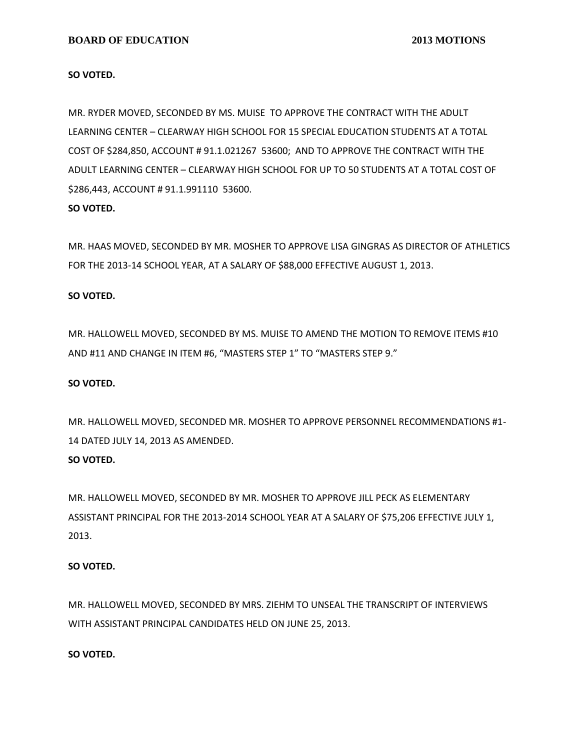**SO VOTED.**

MR. RYDER MOVED, SECONDED BY MS. MUISE TO APPROVE THE CONTRACT WITH THE ADULT LEARNING CENTER – CLEARWAY HIGH SCHOOL FOR 15 SPECIAL EDUCATION STUDENTS AT A TOTAL COST OF $284,850, ACCOUNT # 91.1.021267 53600; AND TO APPROVE THE CONTRACT WITH THE ADULT LEARNING CENTER – CLEARWAY HIGH SCHOOL FOR UP TO 50 STUDENTS AT A TOTAL COST OF $286,443, ACCOUNT # 91.1.991110 53600.

**SO VOTED.**

MR. HAAS MOVED, SECONDED BY MR. MOSHER TO APPROVE LISA GINGRAS AS DIRECTOR OF ATHLETICS FOR THE 2013-14 SCHOOL YEAR, AT A SALARY OF $88,000 EFFECTIVE AUGUST 1, 2013.

**SO VOTED.**

MR. HALLOWELL MOVED, SECONDED BY MS. MUISE TO AMEND THE MOTION TO REMOVE ITEMS #10 AND #11 AND CHANGE IN ITEM #6, "MASTERS STEP 1" TO "MASTERS STEP 9."

**SO VOTED.**

MR. HALLOWELL MOVED, SECONDED MR. MOSHER TO APPROVE PERSONNEL RECOMMENDATIONS #1-14 DATED JULY 14, 2013 AS AMENDED.

**SO VOTED.**

MR. HALLOWELL MOVED, SECONDED BY MR. MOSHER TO APPROVE JILL PECK AS ELEMENTARY ASSISTANT PRINCIPAL FOR THE 2013-2014 SCHOOL YEAR AT A SALARY OF $75,206 EFFECTIVE JULY 1, 2013.

**SO VOTED.**

MR. HALLOWELL MOVED, SECONDED BY MRS. ZIEHM TO UNSEAL THE TRANSCRIPT OF INTERVIEWS WITH ASSISTANT PRINCIPAL CANDIDATES HELD ON JUNE 25, 2013.

**SO VOTED.**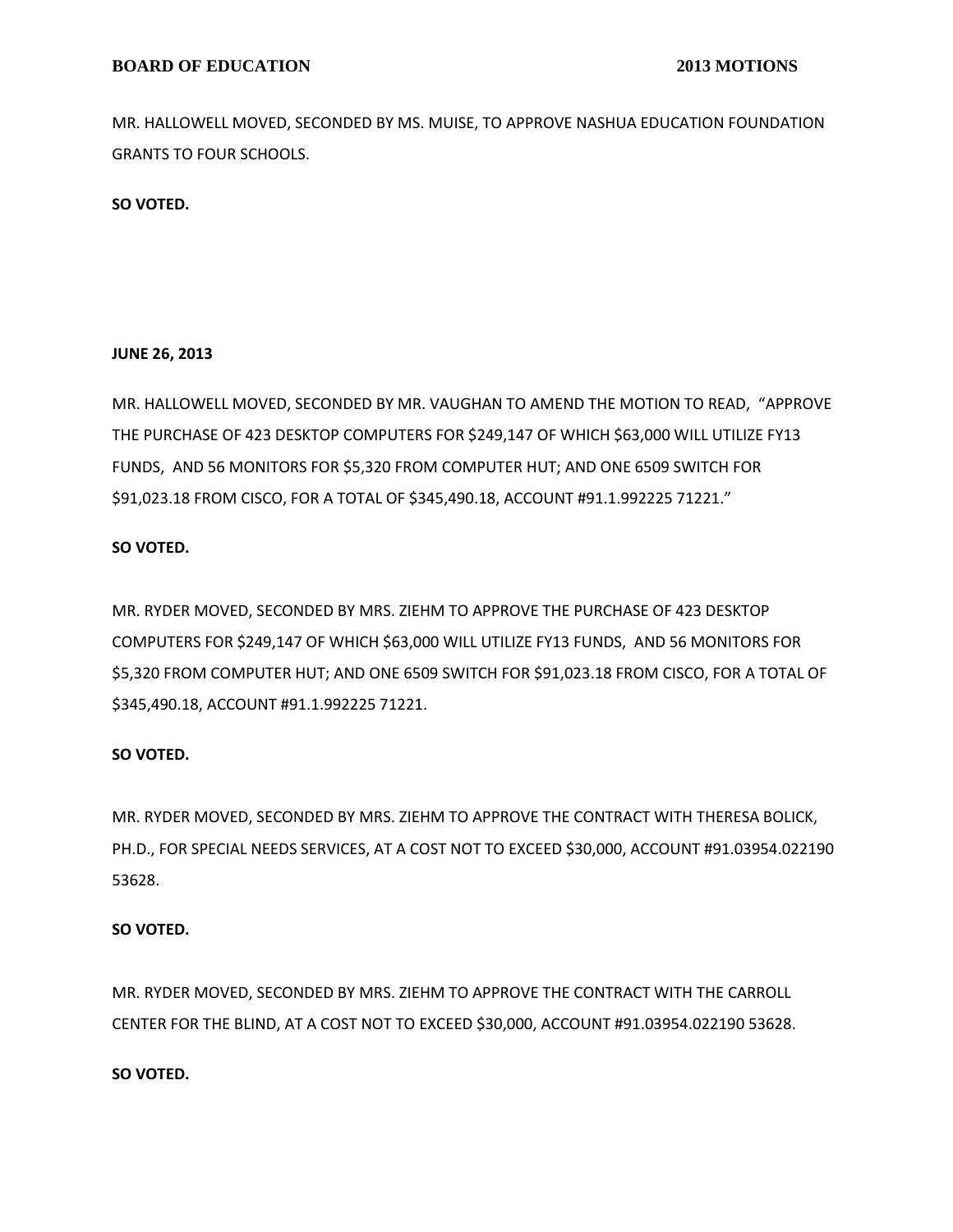MR. HALLOWELL MOVED, SECONDED BY MS. MUISE, TO APPROVE NASHUA EDUCATION FOUNDATION GRANTS TO FOUR SCHOOLS.

**SO VOTED.**

**JUNE 26, 2013**

MR. HALLOWELL MOVED, SECONDED BY MR. VAUGHAN TO AMEND THE MOTION TO READ, "APPROVE THE PURCHASE OF 423 DESKTOP COMPUTERS FOR $249,147 OF WHICH $63,000 WILL UTILIZE FY13 FUNDS, AND 56 MONITORS FOR $5,320 FROM COMPUTER HUT; AND ONE 6509 SWITCH FOR $91,023.18 FROM CISCO, FOR A TOTAL OF $345,490.18, ACCOUNT #91.1.992225 71221."

**SO VOTED.**

MR. RYDER MOVED, SECONDED BY MRS. ZIEHM TO APPROVE THE PURCHASE OF 423 DESKTOP COMPUTERS FOR $249,147 OF WHICH $63,000 WILL UTILIZE FY13 FUNDS, AND 56 MONITORS FOR $5,320 FROM COMPUTER HUT; AND ONE 6509 SWITCH FOR $91,023.18 FROM CISCO, FOR A TOTAL OF $345,490.18, ACCOUNT #91.1.992225 71221.

**SO VOTED.**

MR. RYDER MOVED, SECONDED BY MRS. ZIEHM TO APPROVE THE CONTRACT WITH THERESA BOLICK, PH.D., FOR SPECIAL NEEDS SERVICES, AT A COST NOT TO EXCEED $30,000, ACCOUNT #91.03954.022190 53628.

**SO VOTED.**

MR. RYDER MOVED, SECONDED BY MRS. ZIEHM TO APPROVE THE CONTRACT WITH THE CARROLL CENTER FOR THE BLIND, AT A COST NOT TO EXCEED $30,000, ACCOUNT #91.03954.022190 53628.

**SO VOTED.**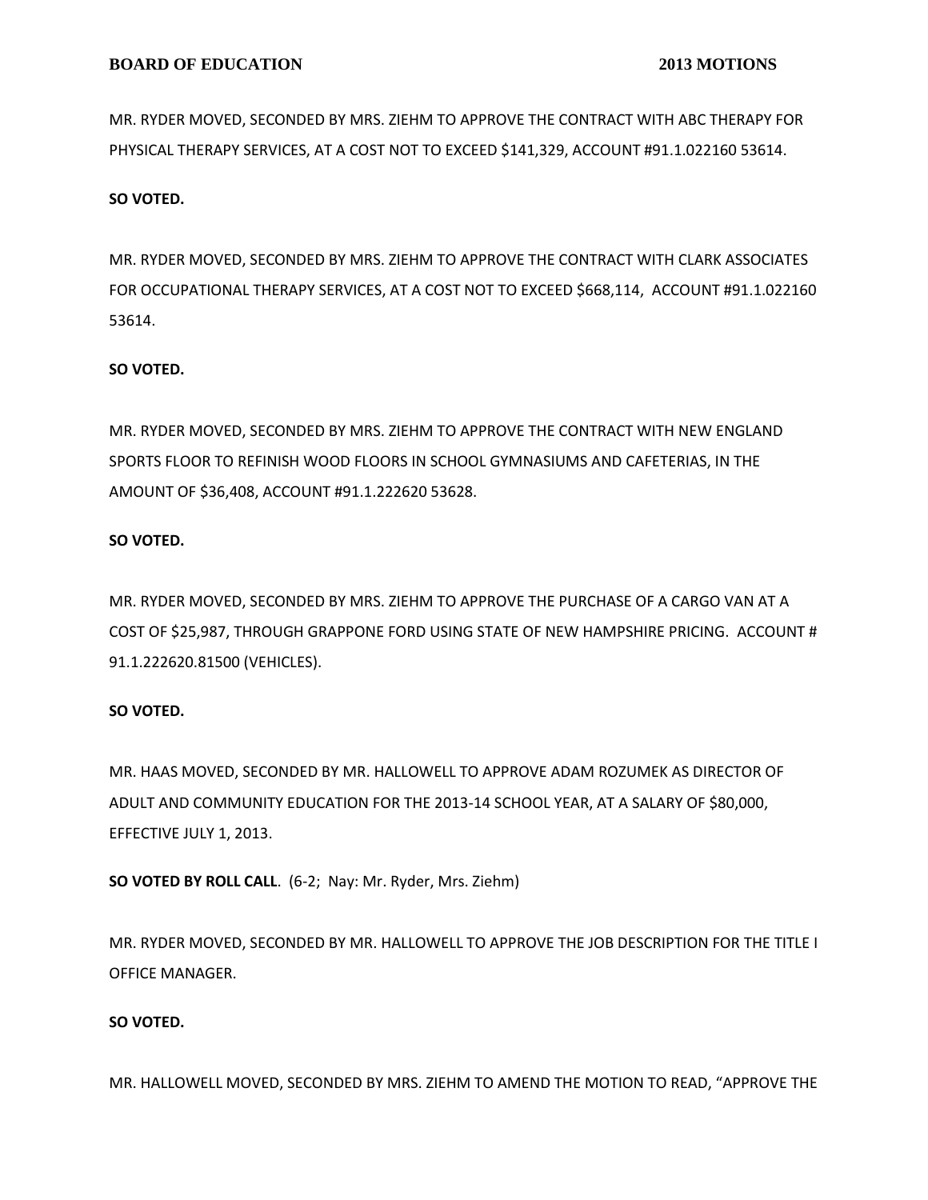MR. RYDER MOVED, SECONDED BY MRS. ZIEHM TO APPROVE THE CONTRACT WITH ABC THERAPY FOR PHYSICAL THERAPY SERVICES, AT A COST NOT TO EXCEED $141,329, ACCOUNT #91.1.022160 53614.

**SO VOTED.**

MR. RYDER MOVED, SECONDED BY MRS. ZIEHM TO APPROVE THE CONTRACT WITH CLARK ASSOCIATES FOR OCCUPATIONAL THERAPY SERVICES, AT A COST NOT TO EXCEED $668,114, ACCOUNT #91.1.022160 53614.

**SO VOTED.**

MR. RYDER MOVED, SECONDED BY MRS. ZIEHM TO APPROVE THE CONTRACT WITH NEW ENGLAND SPORTS FLOOR TO REFINISH WOOD FLOORS IN SCHOOL GYMNASIUMS AND CAFETERIAS, IN THE AMOUNT OF $36,408, ACCOUNT #91.1.222620 53628.

**SO VOTED.**

MR. RYDER MOVED, SECONDED BY MRS. ZIEHM TO APPROVE THE PURCHASE OF A CARGO VAN AT A COST OF $25,987, THROUGH GRAPPONE FORD USING STATE OF NEW HAMPSHIRE PRICING. ACCOUNT # 91.1.222620.81500 (VEHICLES).

**SO VOTED.**

MR. HAAS MOVED, SECONDED BY MR. HALLOWELL TO APPROVE ADAM ROZUMEK AS DIRECTOR OF ADULT AND COMMUNITY EDUCATION FOR THE 2013-14 SCHOOL YEAR, AT A SALARY OF $80,000, EFFECTIVE JULY 1, 2013.

**SO VOTED BY ROLL CALL**. (6-2; Nay: Mr. Ryder, Mrs. Ziehm)

MR. RYDER MOVED, SECONDED BY MR. HALLOWELL TO APPROVE THE JOB DESCRIPTION FOR THE TITLE I OFFICE MANAGER.

**SO VOTED.**

MR. HALLOWELL MOVED, SECONDED BY MRS. ZIEHM TO AMEND THE MOTION TO READ, "APPROVE THE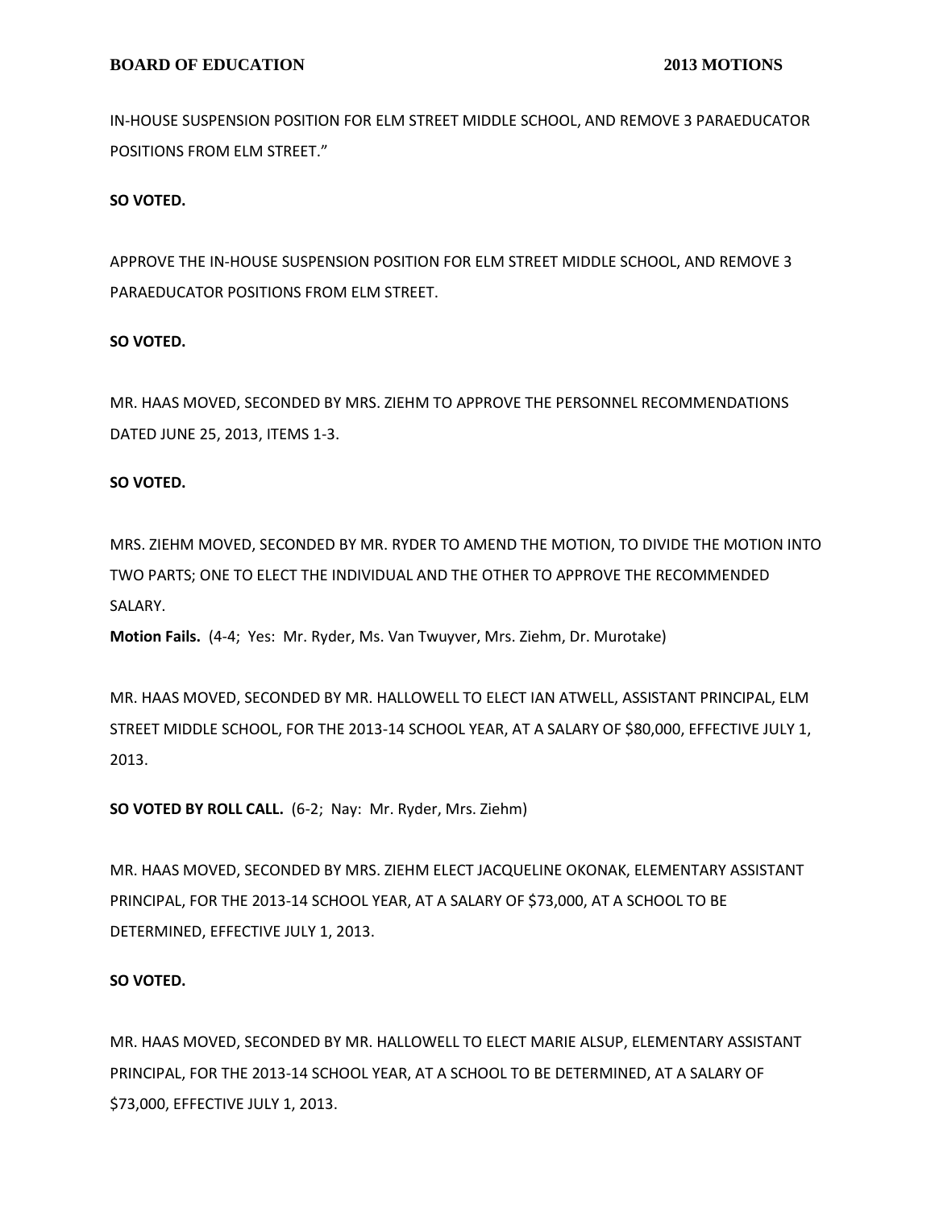IN-HOUSE SUSPENSION POSITION FOR ELM STREET MIDDLE SCHOOL, AND REMOVE 3 PARAEDUCATOR POSITIONS FROM ELM STREET."

**SO VOTED.**

APPROVE THE IN-HOUSE SUSPENSION POSITION FOR ELM STREET MIDDLE SCHOOL, AND REMOVE 3 PARAEDUCATOR POSITIONS FROM ELM STREET.

**SO VOTED.**

MR. HAAS MOVED, SECONDED BY MRS. ZIEHM TO APPROVE THE PERSONNEL RECOMMENDATIONS DATED JUNE 25, 2013, ITEMS 1-3.

**SO VOTED.**

MRS. ZIEHM MOVED, SECONDED BY MR. RYDER TO AMEND THE MOTION, TO DIVIDE THE MOTION INTO TWO PARTS; ONE TO ELECT THE INDIVIDUAL AND THE OTHER TO APPROVE THE RECOMMENDED SALARY.
**Motion Fails.** (4-4; Yes: Mr. Ryder, Ms. Van Twuyver, Mrs. Ziehm, Dr. Murotake)

MR. HAAS MOVED, SECONDED BY MR. HALLOWELL TO ELECT IAN ATWELL, ASSISTANT PRINCIPAL, ELM STREET MIDDLE SCHOOL, FOR THE 2013-14 SCHOOL YEAR, AT A SALARY OF $80,000, EFFECTIVE JULY 1, 2013.

**SO VOTED BY ROLL CALL.** (6-2; Nay: Mr. Ryder, Mrs. Ziehm)

MR. HAAS MOVED, SECONDED BY MRS. ZIEHM ELECT JACQUELINE OKONAK, ELEMENTARY ASSISTANT PRINCIPAL, FOR THE 2013-14 SCHOOL YEAR, AT A SALARY OF $73,000, AT A SCHOOL TO BE DETERMINED, EFFECTIVE JULY 1, 2013.

**SO VOTED.**

MR. HAAS MOVED, SECONDED BY MR. HALLOWELL TO ELECT MARIE ALSUP, ELEMENTARY ASSISTANT PRINCIPAL, FOR THE 2013-14 SCHOOL YEAR, AT A SCHOOL TO BE DETERMINED, AT A SALARY OF $73,000, EFFECTIVE JULY 1, 2013.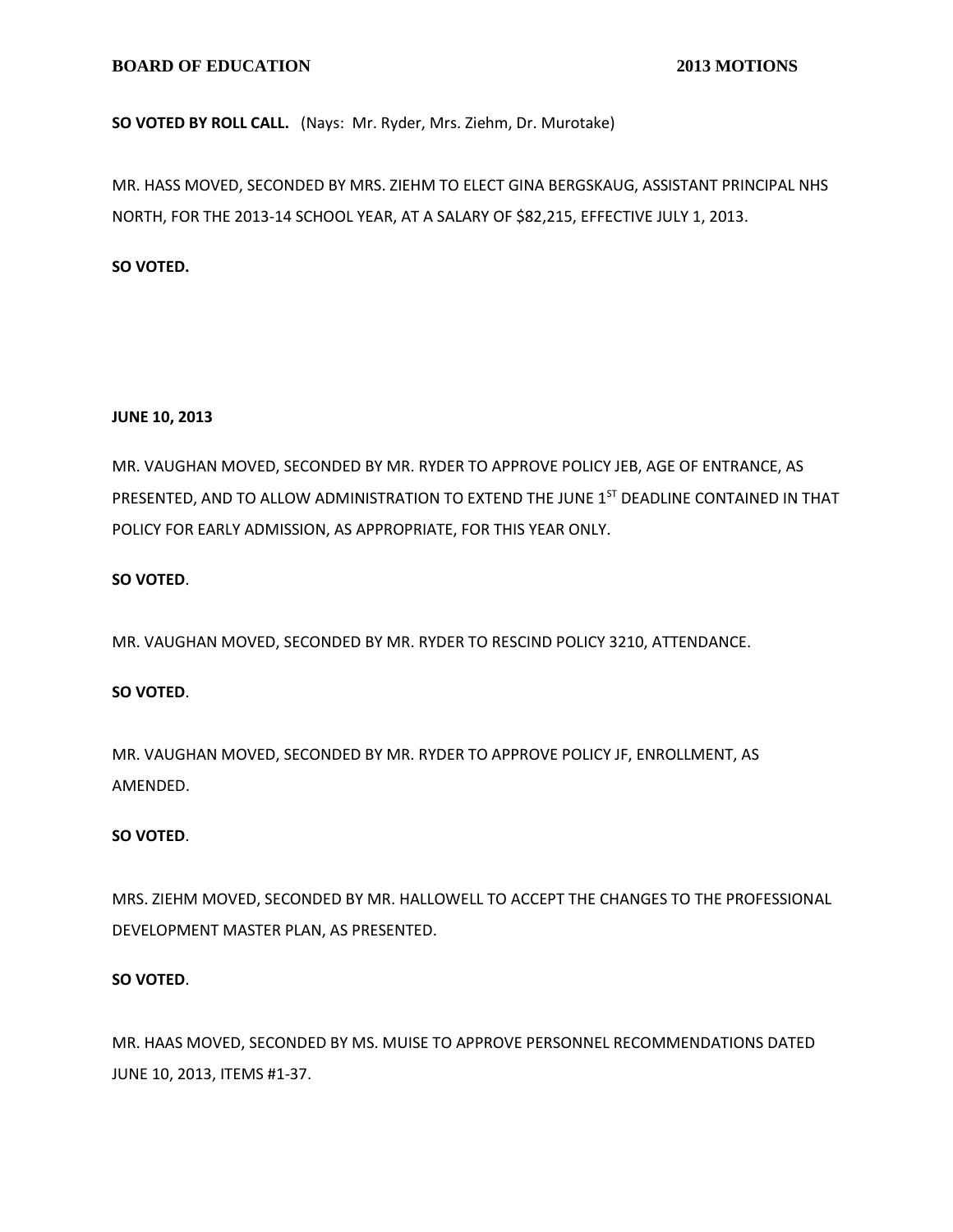**SO VOTED BY ROLL CALL.** (Nays: Mr. Ryder, Mrs. Ziehm, Dr. Murotake)

MR. HASS MOVED, SECONDED BY MRS. ZIEHM TO ELECT GINA BERGSKAUG, ASSISTANT PRINCIPAL NHS NORTH, FOR THE 2013-14 SCHOOL YEAR, AT A SALARY OF $82,215, EFFECTIVE JULY 1, 2013.

**SO VOTED.**

**JUNE 10, 2013**

MR. VAUGHAN MOVED, SECONDED BY MR. RYDER TO APPROVE POLICY JEB, AGE OF ENTRANCE, AS PRESENTED, AND TO ALLOW ADMINISTRATION TO EXTEND THE JUNE 1ST DEADLINE CONTAINED IN THAT POLICY FOR EARLY ADMISSION, AS APPROPRIATE, FOR THIS YEAR ONLY.

**SO VOTED**.

MR. VAUGHAN MOVED, SECONDED BY MR. RYDER TO RESCIND POLICY 3210, ATTENDANCE.

**SO VOTED**.

MR. VAUGHAN MOVED, SECONDED BY MR. RYDER TO APPROVE POLICY JF, ENROLLMENT, AS AMENDED.

**SO VOTED**.

MRS. ZIEHM MOVED, SECONDED BY MR. HALLOWELL TO ACCEPT THE CHANGES TO THE PROFESSIONAL DEVELOPMENT MASTER PLAN, AS PRESENTED.

**SO VOTED**.

MR. HAAS MOVED, SECONDED BY MS. MUISE TO APPROVE PERSONNEL RECOMMENDATIONS DATED JUNE 10, 2013, ITEMS #1-37.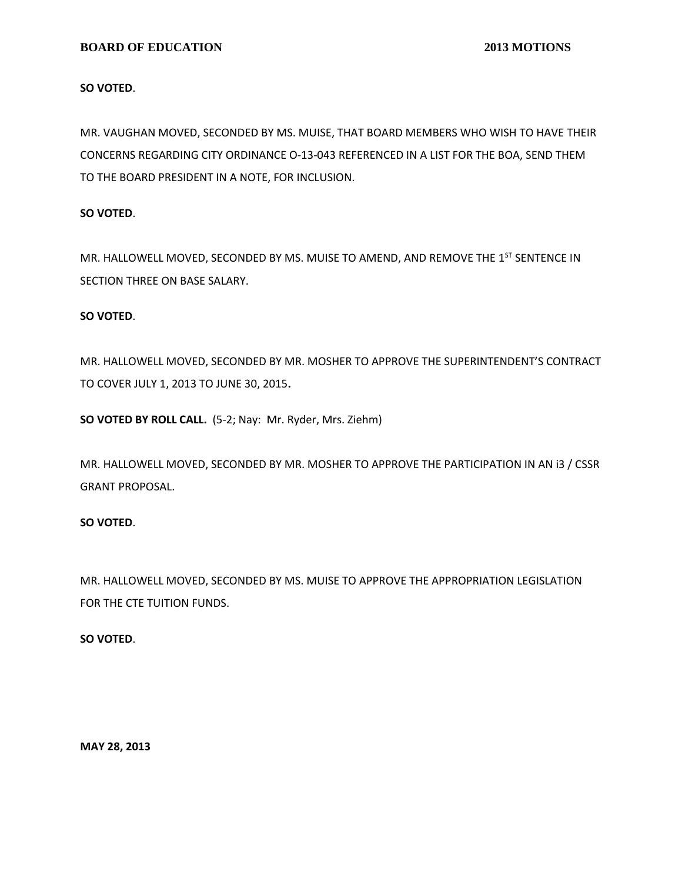**SO VOTED**.

MR. VAUGHAN MOVED, SECONDED BY MS. MUISE, THAT BOARD MEMBERS WHO WISH TO HAVE THEIR CONCERNS REGARDING CITY ORDINANCE O-13-043 REFERENCED IN A LIST FOR THE BOA, SEND THEM TO THE BOARD PRESIDENT IN A NOTE, FOR INCLUSION.

**SO VOTED**.

MR. HALLOWELL MOVED, SECONDED BY MS. MUISE TO AMEND, AND REMOVE THE 1ST SENTENCE IN SECTION THREE ON BASE SALARY.

**SO VOTED**.

MR. HALLOWELL MOVED, SECONDED BY MR. MOSHER TO APPROVE THE SUPERINTENDENT'S CONTRACT TO COVER JULY 1, 2013 TO JUNE 30, 2015.

**SO VOTED BY ROLL CALL.** (5-2; Nay: Mr. Ryder, Mrs. Ziehm)

MR. HALLOWELL MOVED, SECONDED BY MR. MOSHER TO APPROVE THE PARTICIPATION IN AN i3 / CSSR GRANT PROPOSAL.

**SO VOTED**.

MR. HALLOWELL MOVED, SECONDED BY MS. MUISE TO APPROVE THE APPROPRIATION LEGISLATION FOR THE CTE TUITION FUNDS.

**SO VOTED**.

**MAY 28, 2013**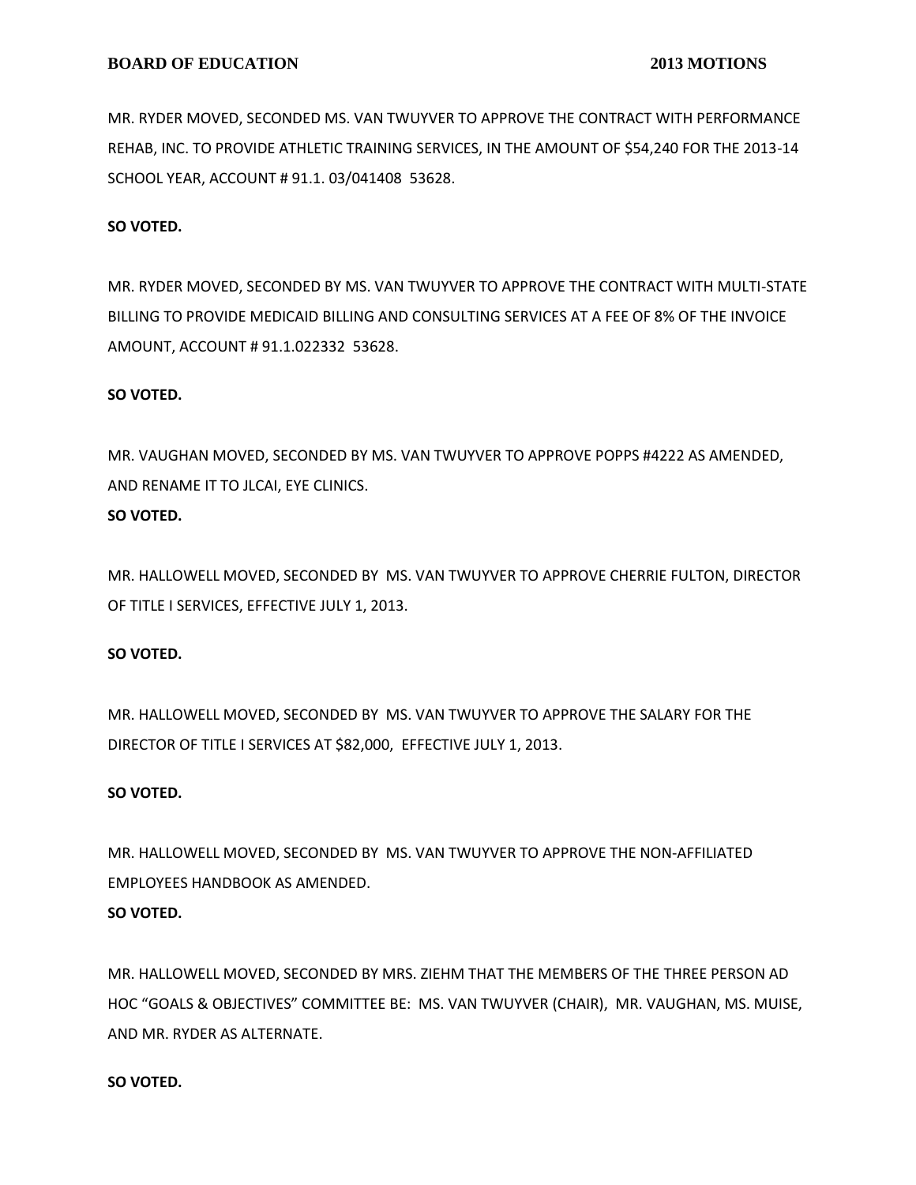MR. RYDER MOVED, SECONDED MS. VAN TWUYVER TO APPROVE THE CONTRACT WITH PERFORMANCE REHAB, INC. TO PROVIDE ATHLETIC TRAINING SERVICES, IN THE AMOUNT OF $54,240 FOR THE 2013-14 SCHOOL YEAR, ACCOUNT # 91.1. 03/041408 53628.

**SO VOTED.**

MR. RYDER MOVED, SECONDED BY MS. VAN TWUYVER TO APPROVE THE CONTRACT WITH MULTI-STATE BILLING TO PROVIDE MEDICAID BILLING AND CONSULTING SERVICES AT A FEE OF 8% OF THE INVOICE AMOUNT, ACCOUNT # 91.1.022332 53628.

**SO VOTED.**

MR. VAUGHAN MOVED, SECONDED BY MS. VAN TWUYVER TO APPROVE POPPS #4222 AS AMENDED, AND RENAME IT TO JLCAI, EYE CLINICS.

**SO VOTED.**

MR. HALLOWELL MOVED, SECONDED BY MS. VAN TWUYVER TO APPROVE CHERRIE FULTON, DIRECTOR OF TITLE I SERVICES, EFFECTIVE JULY 1, 2013.

**SO VOTED.**

MR. HALLOWELL MOVED, SECONDED BY MS. VAN TWUYVER TO APPROVE THE SALARY FOR THE DIRECTOR OF TITLE I SERVICES AT $82,000, EFFECTIVE JULY 1, 2013.

**SO VOTED.**

MR. HALLOWELL MOVED, SECONDED BY MS. VAN TWUYVER TO APPROVE THE NON-AFFILIATED EMPLOYEES HANDBOOK AS AMENDED.

**SO VOTED.**

MR. HALLOWELL MOVED, SECONDED BY MRS. ZIEHM THAT THE MEMBERS OF THE THREE PERSON AD HOC "GOALS & OBJECTIVES" COMMITTEE BE: MS. VAN TWUYVER (CHAIR), MR. VAUGHAN, MS. MUISE, AND MR. RYDER AS ALTERNATE.

**SO VOTED.**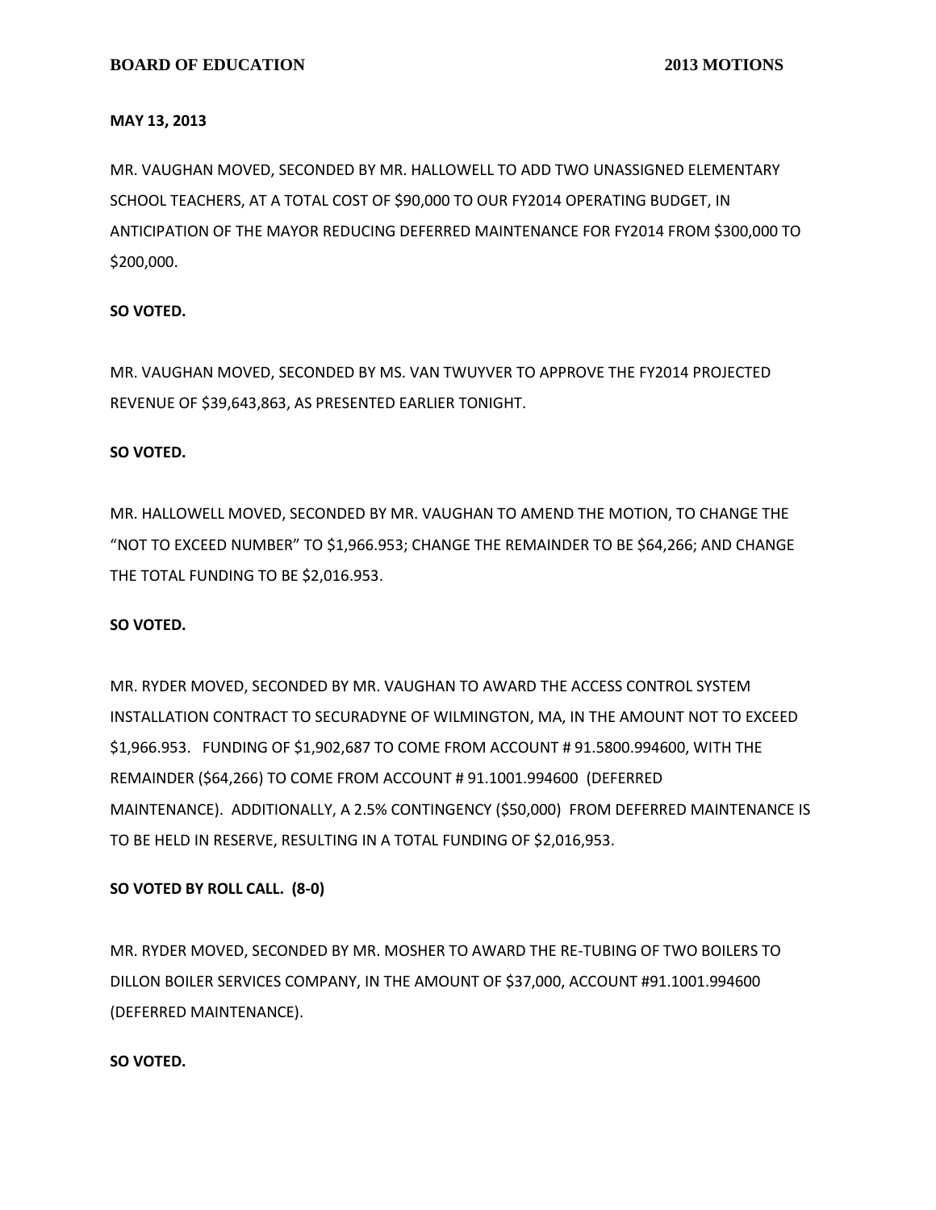**MAY 13, 2013**

MR. VAUGHAN MOVED, SECONDED BY MR. HALLOWELL TO ADD TWO UNASSIGNED ELEMENTARY SCHOOL TEACHERS, AT A TOTAL COST OF $90,000 TO OUR FY2014 OPERATING BUDGET, IN ANTICIPATION OF THE MAYOR REDUCING DEFERRED MAINTENANCE FOR FY2014 FROM $300,000 TO $200,000.

**SO VOTED.**

MR. VAUGHAN MOVED, SECONDED BY MS. VAN TWUYVER TO APPROVE THE FY2014 PROJECTED REVENUE OF $39,643,863, AS PRESENTED EARLIER TONIGHT.

**SO VOTED.**

MR. HALLOWELL MOVED, SECONDED BY MR. VAUGHAN TO AMEND THE MOTION, TO CHANGE THE "NOT TO EXCEED NUMBER" TO $1,966.953; CHANGE THE REMAINDER TO BE $64,266; AND CHANGE THE TOTAL FUNDING TO BE $2,016.953.

**SO VOTED.**

MR. RYDER MOVED, SECONDED BY MR. VAUGHAN TO AWARD THE ACCESS CONTROL SYSTEM INSTALLATION CONTRACT TO SECURADYNE OF WILMINGTON, MA, IN THE AMOUNT NOT TO EXCEED $1,966.953. FUNDING OF $1,902,687 TO COME FROM ACCOUNT # 91.5800.994600, WITH THE REMAINDER ($64,266) TO COME FROM ACCOUNT # 91.1001.994600 (DEFERRED MAINTENANCE). ADDITIONALLY, A 2.5% CONTINGENCY ($50,000) FROM DEFERRED MAINTENANCE IS TO BE HELD IN RESERVE, RESULTING IN A TOTAL FUNDING OF $2,016,953.

**SO VOTED BY ROLL CALL. (8-0)**

MR. RYDER MOVED, SECONDED BY MR. MOSHER TO AWARD THE RE-TUBING OF TWO BOILERS TO DILLON BOILER SERVICES COMPANY, IN THE AMOUNT OF $37,000, ACCOUNT #91.1001.994600 (DEFERRED MAINTENANCE).

**SO VOTED.**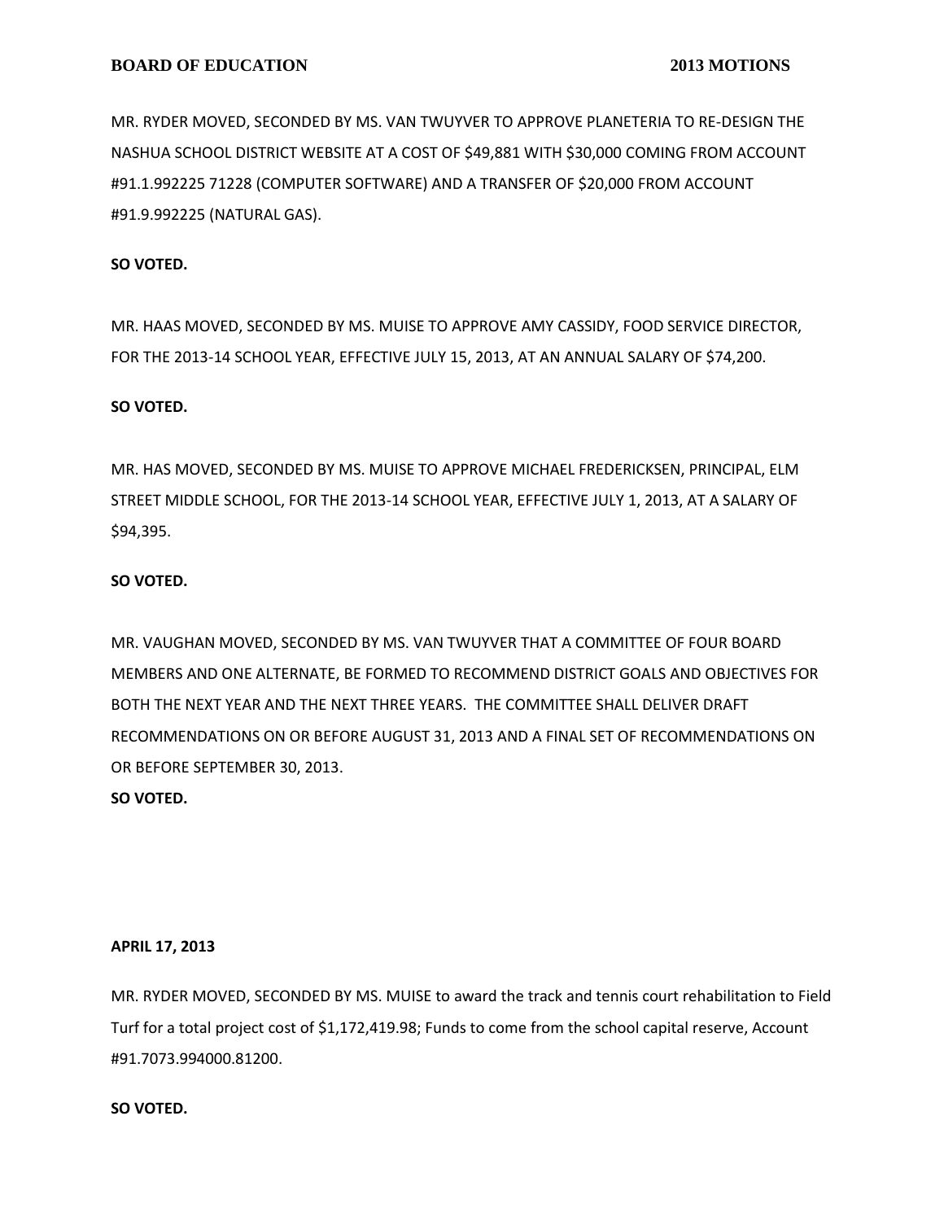MR. RYDER MOVED, SECONDED BY MS. VAN TWUYVER TO APPROVE PLANETERIA TO RE-DESIGN THE NASHUA SCHOOL DISTRICT WEBSITE AT A COST OF $49,881 WITH $30,000 COMING FROM ACCOUNT #91.1.992225 71228 (COMPUTER SOFTWARE) AND A TRANSFER OF $20,000 FROM ACCOUNT #91.9.992225 (NATURAL GAS).

**SO VOTED.**

MR. HAAS MOVED, SECONDED BY MS. MUISE TO APPROVE AMY CASSIDY, FOOD SERVICE DIRECTOR, FOR THE 2013-14 SCHOOL YEAR, EFFECTIVE JULY 15, 2013, AT AN ANNUAL SALARY OF $74,200.

**SO VOTED.**

MR. HAS MOVED, SECONDED BY MS. MUISE TO APPROVE MICHAEL FREDERICKSEN, PRINCIPAL, ELM STREET MIDDLE SCHOOL, FOR THE 2013-14 SCHOOL YEAR, EFFECTIVE JULY 1, 2013, AT A SALARY OF $94,395.

**SO VOTED.**

MR. VAUGHAN MOVED, SECONDED BY MS. VAN TWUYVER THAT A COMMITTEE OF FOUR BOARD MEMBERS AND ONE ALTERNATE, BE FORMED TO RECOMMEND DISTRICT GOALS AND OBJECTIVES FOR BOTH THE NEXT YEAR AND THE NEXT THREE YEARS. THE COMMITTEE SHALL DELIVER DRAFT RECOMMENDATIONS ON OR BEFORE AUGUST 31, 2013 AND A FINAL SET OF RECOMMENDATIONS ON OR BEFORE SEPTEMBER 30, 2013.

**SO VOTED.**

**APRIL 17, 2013**

MR. RYDER MOVED, SECONDED BY MS. MUISE to award the track and tennis court rehabilitation to Field Turf for a total project cost of $1,172,419.98; Funds to come from the school capital reserve, Account #91.7073.994000.81200.

**SO VOTED.**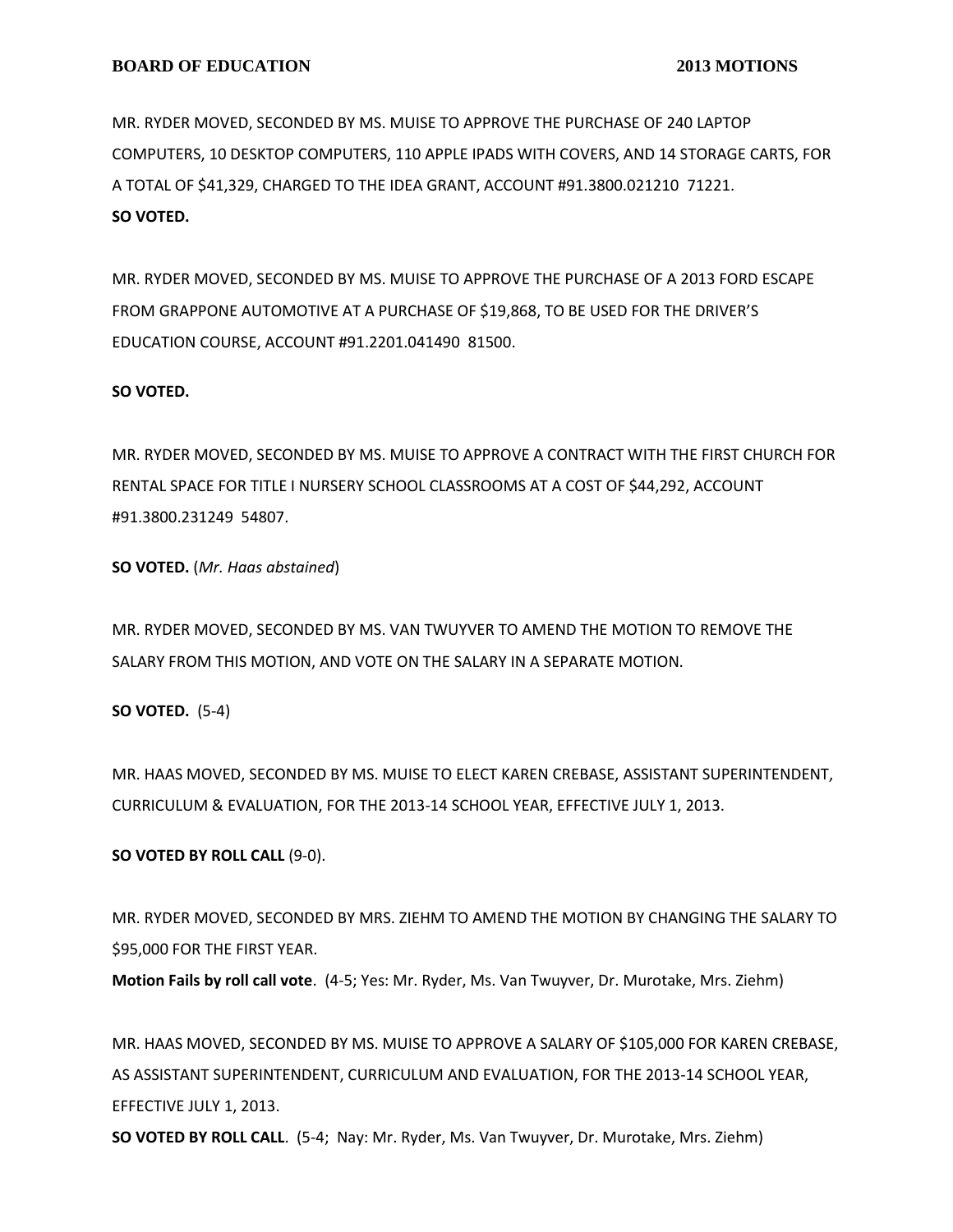MR. RYDER MOVED, SECONDED BY MS. MUISE TO APPROVE THE PURCHASE OF 240 LAPTOP COMPUTERS, 10 DESKTOP COMPUTERS, 110 APPLE IPADS WITH COVERS, AND 14 STORAGE CARTS, FOR A TOTAL OF $41,329, CHARGED TO THE IDEA GRANT, ACCOUNT #91.3800.021210 71221.
**SO VOTED.**

MR. RYDER MOVED, SECONDED BY MS. MUISE TO APPROVE THE PURCHASE OF A 2013 FORD ESCAPE FROM GRAPPONE AUTOMOTIVE AT A PURCHASE OF $19,868, TO BE USED FOR THE DRIVER'S EDUCATION COURSE, ACCOUNT #91.2201.041490 81500.

**SO VOTED.**

MR. RYDER MOVED, SECONDED BY MS. MUISE TO APPROVE A CONTRACT WITH THE FIRST CHURCH FOR RENTAL SPACE FOR TITLE I NURSERY SCHOOL CLASSROOMS AT A COST OF $44,292, ACCOUNT #91.3800.231249 54807.

**SO VOTED.** (*Mr. Haas abstained*)

MR. RYDER MOVED, SECONDED BY MS. VAN TWUYVER TO AMEND THE MOTION TO REMOVE THE SALARY FROM THIS MOTION, AND VOTE ON THE SALARY IN A SEPARATE MOTION.

**SO VOTED.** (5-4)

MR. HAAS MOVED, SECONDED BY MS. MUISE TO ELECT KAREN CREBASE, ASSISTANT SUPERINTENDENT, CURRICULUM & EVALUATION, FOR THE 2013-14 SCHOOL YEAR, EFFECTIVE JULY 1, 2013.

**SO VOTED BY ROLL CALL** (9-0).

MR. RYDER MOVED, SECONDED BY MRS. ZIEHM TO AMEND THE MOTION BY CHANGING THE SALARY TO $95,000 FOR THE FIRST YEAR.
**Motion Fails by roll call vote**. (4-5; Yes: Mr. Ryder, Ms. Van Twuyver, Dr. Murotake, Mrs. Ziehm)

MR. HAAS MOVED, SECONDED BY MS. MUISE TO APPROVE A SALARY OF $105,000 FOR KAREN CREBASE, AS ASSISTANT SUPERINTENDENT, CURRICULUM AND EVALUATION, FOR THE 2013-14 SCHOOL YEAR, EFFECTIVE JULY 1, 2013.
**SO VOTED BY ROLL CALL**. (5-4; Nay: Mr. Ryder, Ms. Van Twuyver, Dr. Murotake, Mrs. Ziehm)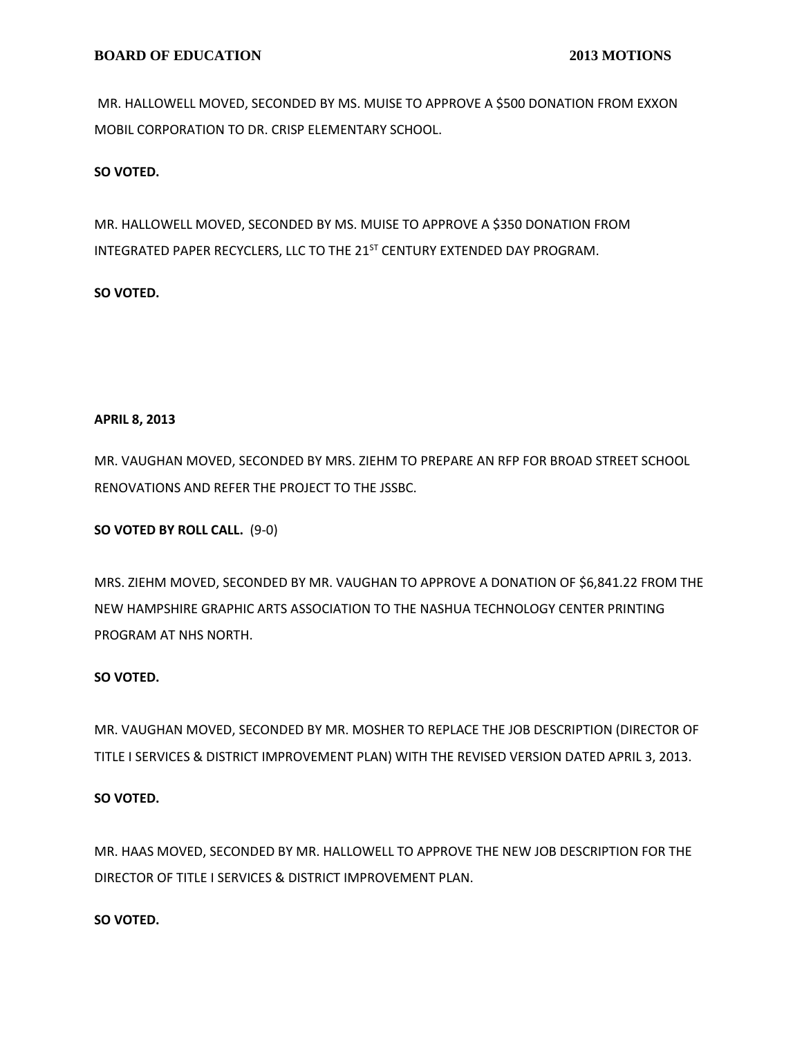MR. HALLOWELL MOVED, SECONDED BY MS. MUISE TO APPROVE A $500 DONATION FROM EXXON MOBIL CORPORATION TO DR. CRISP ELEMENTARY SCHOOL.

**SO VOTED.**

MR. HALLOWELL MOVED, SECONDED BY MS. MUISE TO APPROVE A $350 DONATION FROM INTEGRATED PAPER RECYCLERS, LLC TO THE 21ST CENTURY EXTENDED DAY PROGRAM.

**SO VOTED.**

**APRIL 8, 2013**

MR. VAUGHAN MOVED, SECONDED BY MRS. ZIEHM TO PREPARE AN RFP FOR BROAD STREET SCHOOL RENOVATIONS AND REFER THE PROJECT TO THE JSSBC.

**SO VOTED BY ROLL CALL.** (9-0)

MRS. ZIEHM MOVED, SECONDED BY MR. VAUGHAN TO APPROVE A DONATION OF $6,841.22 FROM THE NEW HAMPSHIRE GRAPHIC ARTS ASSOCIATION TO THE NASHUA TECHNOLOGY CENTER PRINTING PROGRAM AT NHS NORTH.

**SO VOTED.**

MR. VAUGHAN MOVED, SECONDED BY MR. MOSHER TO REPLACE THE JOB DESCRIPTION (DIRECTOR OF TITLE I SERVICES & DISTRICT IMPROVEMENT PLAN) WITH THE REVISED VERSION DATED APRIL 3, 2013.

**SO VOTED.**

MR. HAAS MOVED, SECONDED BY MR. HALLOWELL TO APPROVE THE NEW JOB DESCRIPTION FOR THE DIRECTOR OF TITLE I SERVICES & DISTRICT IMPROVEMENT PLAN.

**SO VOTED.**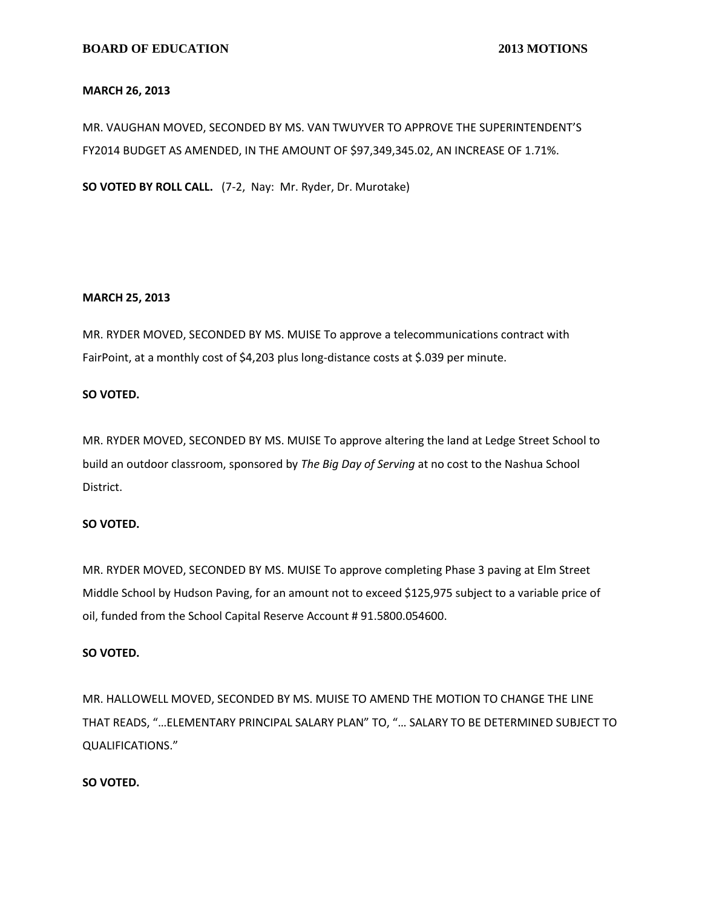**MARCH 26, 2013**

MR. VAUGHAN MOVED, SECONDED BY MS. VAN TWUYVER TO APPROVE THE SUPERINTENDENT'S FY2014 BUDGET AS AMENDED, IN THE AMOUNT OF $97,349,345.02, AN INCREASE OF 1.71%.

**SO VOTED BY ROLL CALL.** (7-2, Nay: Mr. Ryder, Dr. Murotake)

**MARCH 25, 2013**

MR. RYDER MOVED, SECONDED BY MS. MUISE To approve a telecommunications contract with FairPoint, at a monthly cost of $4,203 plus long-distance costs at $.039 per minute.

**SO VOTED.**

MR. RYDER MOVED, SECONDED BY MS. MUISE To approve altering the land at Ledge Street School to build an outdoor classroom, sponsored by *The Big Day of Serving* at no cost to the Nashua School District.

**SO VOTED.**

MR. RYDER MOVED, SECONDED BY MS. MUISE To approve completing Phase 3 paving at Elm Street Middle School by Hudson Paving, for an amount not to exceed $125,975 subject to a variable price of oil, funded from the School Capital Reserve Account # 91.5800.054600.

**SO VOTED.**

MR. HALLOWELL MOVED, SECONDED BY MS. MUISE TO AMEND THE MOTION TO CHANGE THE LINE THAT READS, "…ELEMENTARY PRINCIPAL SALARY PLAN" TO, "… SALARY TO BE DETERMINED SUBJECT TO QUALIFICATIONS."

**SO VOTED.**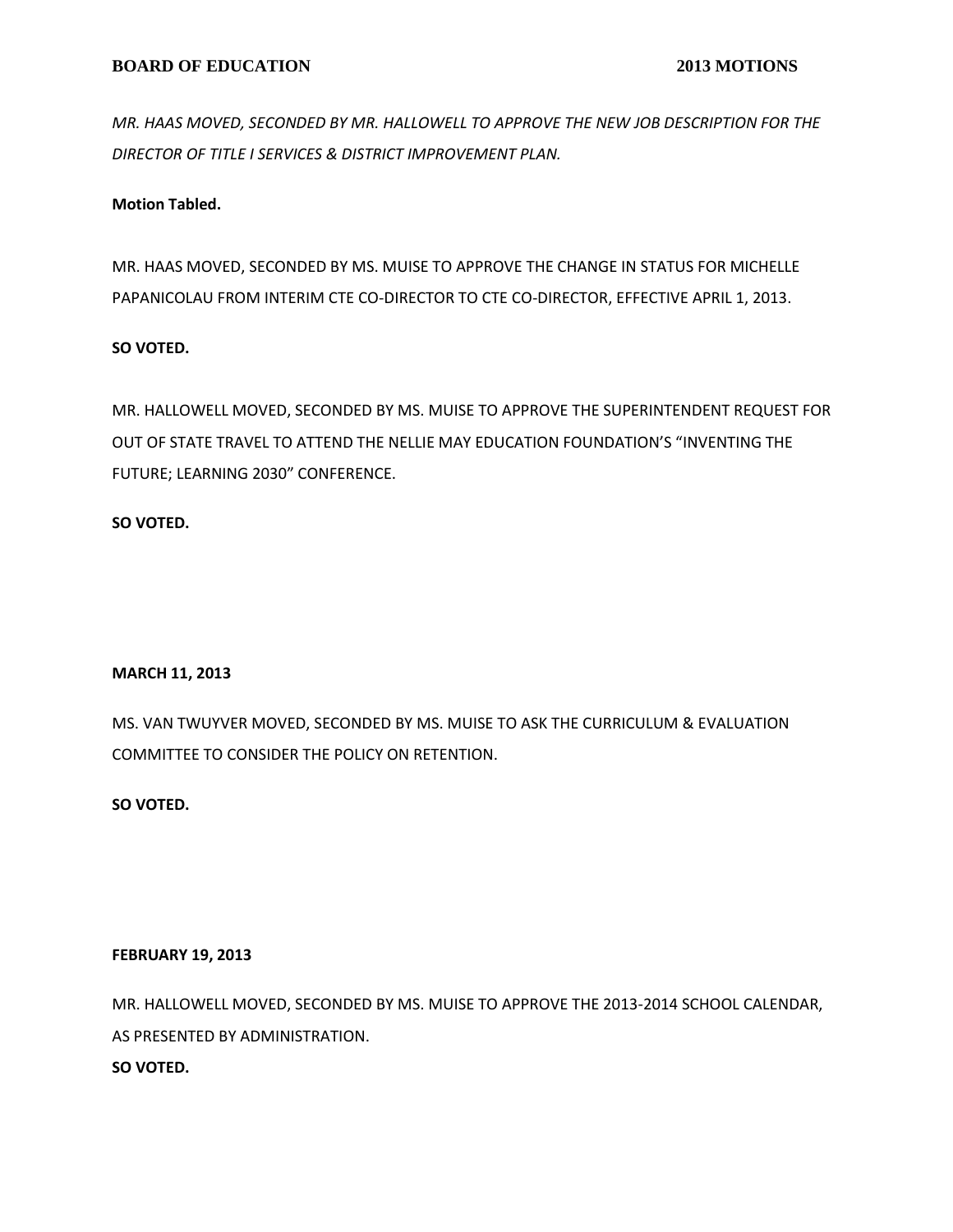*MR. HAAS MOVED, SECONDED BY MR. HALLOWELL TO APPROVE THE NEW JOB DESCRIPTION FOR THE DIRECTOR OF TITLE I SERVICES & DISTRICT IMPROVEMENT PLAN.*

**Motion Tabled.**

MR. HAAS MOVED, SECONDED BY MS. MUISE TO APPROVE THE CHANGE IN STATUS FOR MICHELLE PAPANICOLAU FROM INTERIM CTE CO-DIRECTOR TO CTE CO-DIRECTOR, EFFECTIVE APRIL 1, 2013.

**SO VOTED.**

MR. HALLOWELL MOVED, SECONDED BY MS. MUISE TO APPROVE THE SUPERINTENDENT REQUEST FOR OUT OF STATE TRAVEL TO ATTEND THE NELLIE MAY EDUCATION FOUNDATION'S "INVENTING THE FUTURE; LEARNING 2030" CONFERENCE.

**SO VOTED.**

**MARCH 11, 2013**

MS. VAN TWUYVER MOVED, SECONDED BY MS. MUISE TO ASK THE CURRICULUM & EVALUATION COMMITTEE TO CONSIDER THE POLICY ON RETENTION.

**SO VOTED.**

**FEBRUARY 19, 2013**

MR. HALLOWELL MOVED, SECONDED BY MS. MUISE TO APPROVE THE 2013-2014 SCHOOL CALENDAR, AS PRESENTED BY ADMINISTRATION.

**SO VOTED.**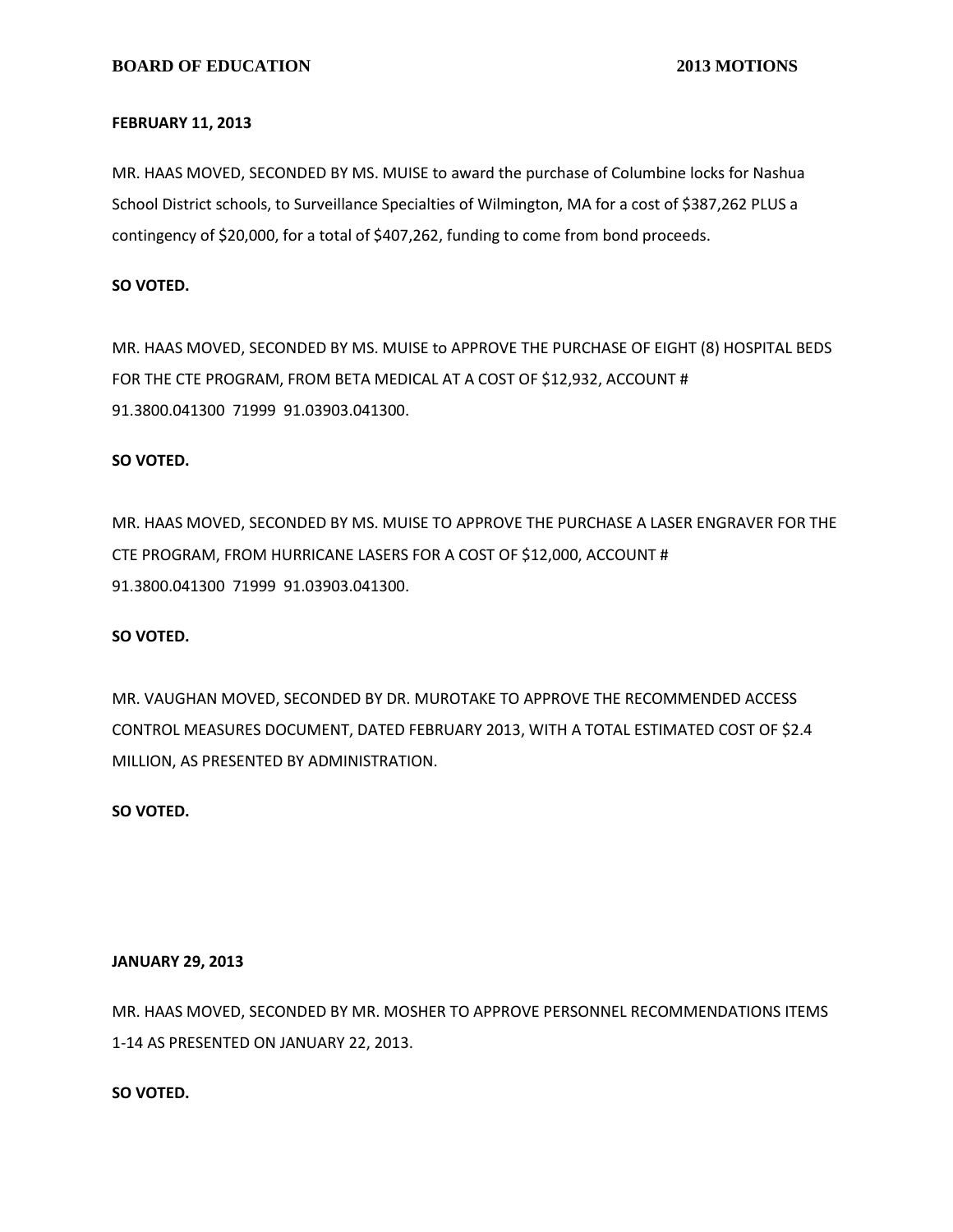**FEBRUARY 11, 2013**

MR. HAAS MOVED, SECONDED BY MS. MUISE to award the purchase of Columbine locks for Nashua School District schools, to Surveillance Specialties of Wilmington, MA for a cost of $387,262 PLUS a contingency of $20,000, for a total of $407,262, funding to come from bond proceeds.

**SO VOTED.**

MR. HAAS MOVED, SECONDED BY MS. MUISE to APPROVE THE PURCHASE OF EIGHT (8) HOSPITAL BEDS FOR THE CTE PROGRAM, FROM BETA MEDICAL AT A COST OF $12,932, ACCOUNT # 91.3800.041300 71999 91.03903.041300.

**SO VOTED.**

MR. HAAS MOVED, SECONDED BY MS. MUISE TO APPROVE THE PURCHASE A LASER ENGRAVER FOR THE CTE PROGRAM, FROM HURRICANE LASERS FOR A COST OF $12,000, ACCOUNT # 91.3800.041300 71999 91.03903.041300.

**SO VOTED.**

MR. VAUGHAN MOVED, SECONDED BY DR. MUROTAKE TO APPROVE THE RECOMMENDED ACCESS CONTROL MEASURES DOCUMENT, DATED FEBRUARY 2013, WITH A TOTAL ESTIMATED COST OF $2.4 MILLION, AS PRESENTED BY ADMINISTRATION.

**SO VOTED.**

**JANUARY 29, 2013**

MR. HAAS MOVED, SECONDED BY MR. MOSHER TO APPROVE PERSONNEL RECOMMENDATIONS ITEMS 1-14 AS PRESENTED ON JANUARY 22, 2013.

**SO VOTED.**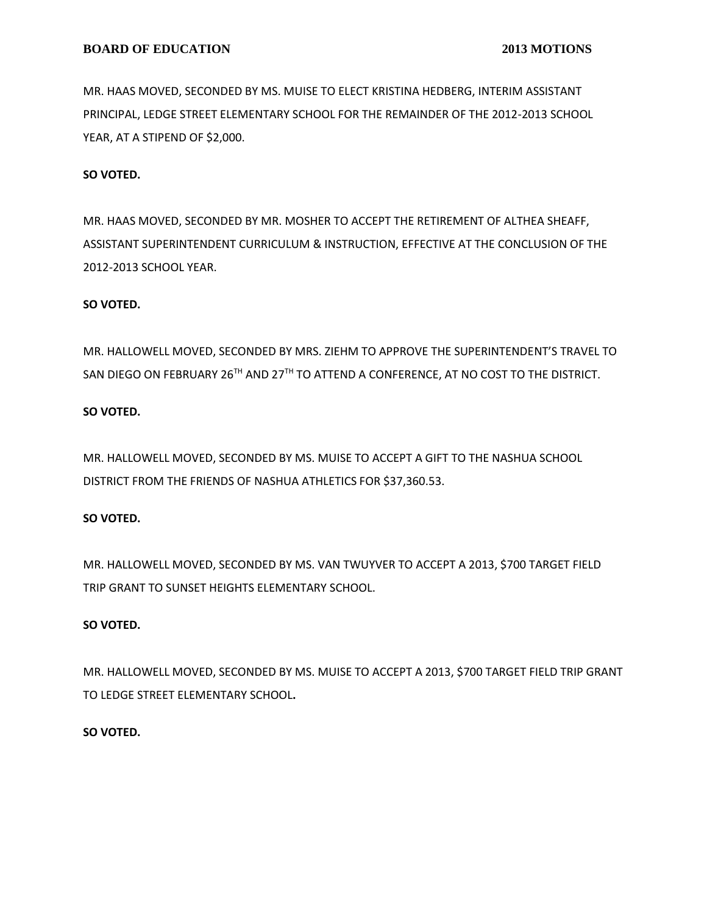MR. HAAS MOVED, SECONDED BY MS. MUISE TO ELECT KRISTINA HEDBERG, INTERIM ASSISTANT PRINCIPAL, LEDGE STREET ELEMENTARY SCHOOL FOR THE REMAINDER OF THE 2012-2013 SCHOOL YEAR, AT A STIPEND OF $2,000.

**SO VOTED.**

MR. HAAS MOVED, SECONDED BY MR. MOSHER TO ACCEPT THE RETIREMENT OF ALTHEA SHEAFF, ASSISTANT SUPERINTENDENT CURRICULUM & INSTRUCTION, EFFECTIVE AT THE CONCLUSION OF THE 2012-2013 SCHOOL YEAR.

**SO VOTED.**

MR. HALLOWELL MOVED, SECONDED BY MRS. ZIEHM TO APPROVE THE SUPERINTENDENT'S TRAVEL TO SAN DIEGO ON FEBRUARY 26TH AND 27TH TO ATTEND A CONFERENCE, AT NO COST TO THE DISTRICT.

**SO VOTED.**

MR. HALLOWELL MOVED, SECONDED BY MS. MUISE TO ACCEPT A GIFT TO THE NASHUA SCHOOL DISTRICT FROM THE FRIENDS OF NASHUA ATHLETICS FOR $37,360.53.

**SO VOTED.**

MR. HALLOWELL MOVED, SECONDED BY MS. VAN TWUYVER TO ACCEPT A 2013, $700 TARGET FIELD TRIP GRANT TO SUNSET HEIGHTS ELEMENTARY SCHOOL.

**SO VOTED.**

MR. HALLOWELL MOVED, SECONDED BY MS. MUISE TO ACCEPT A 2013, $700 TARGET FIELD TRIP GRANT TO LEDGE STREET ELEMENTARY SCHOOL.

**SO VOTED.**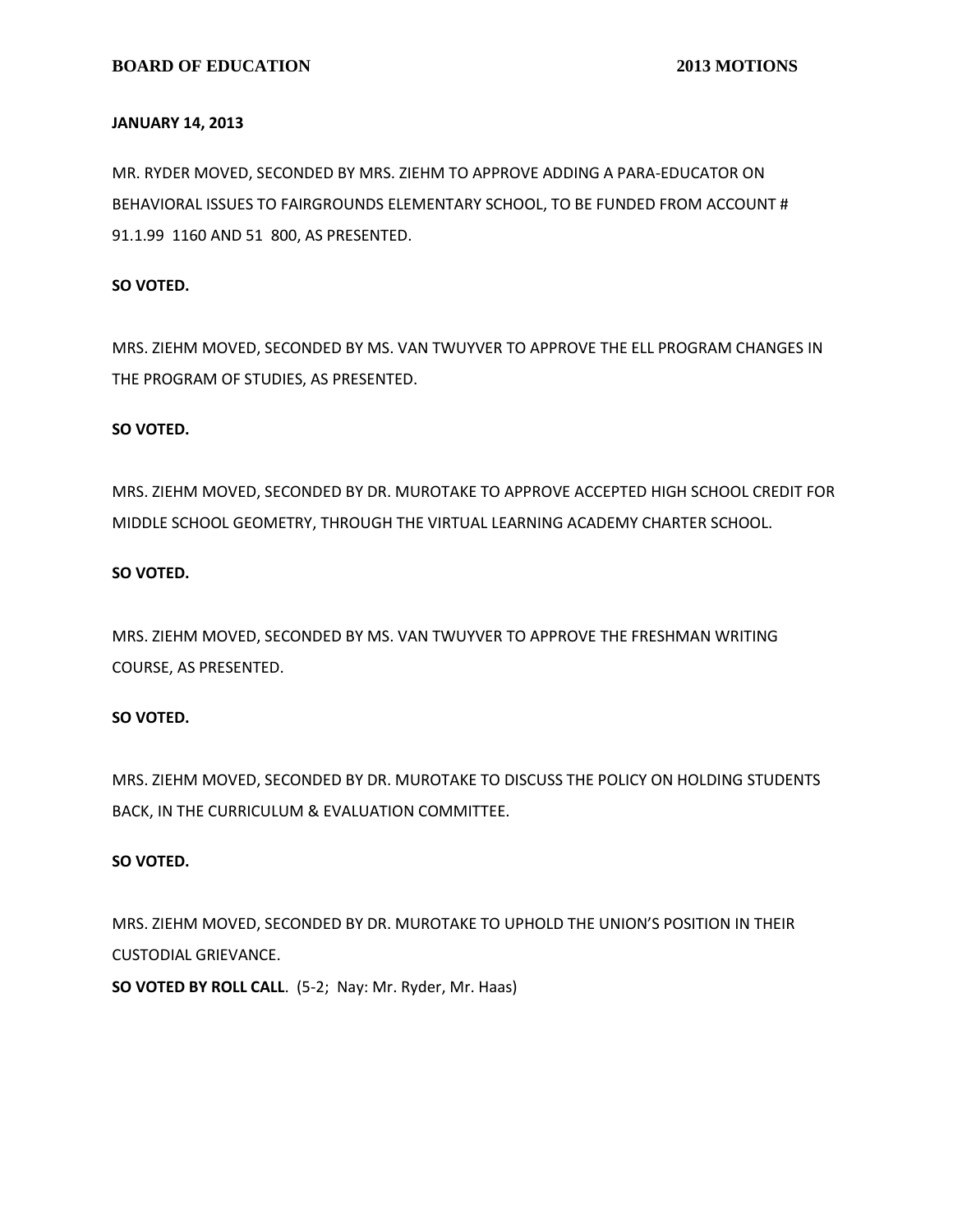**JANUARY 14, 2013**

MR. RYDER MOVED, SECONDED BY MRS. ZIEHM TO APPROVE ADDING A PARA-EDUCATOR ON BEHAVIORAL ISSUES TO FAIRGROUNDS ELEMENTARY SCHOOL, TO BE FUNDED FROM ACCOUNT # 91.1.99 1160 AND 51 800, AS PRESENTED.

**SO VOTED.**

MRS. ZIEHM MOVED, SECONDED BY MS. VAN TWUYVER TO APPROVE THE ELL PROGRAM CHANGES IN THE PROGRAM OF STUDIES, AS PRESENTED.

**SO VOTED.**

MRS. ZIEHM MOVED, SECONDED BY DR. MUROTAKE TO APPROVE ACCEPTED HIGH SCHOOL CREDIT FOR MIDDLE SCHOOL GEOMETRY, THROUGH THE VIRTUAL LEARNING ACADEMY CHARTER SCHOOL.

**SO VOTED.**

MRS. ZIEHM MOVED, SECONDED BY MS. VAN TWUYVER TO APPROVE THE FRESHMAN WRITING COURSE, AS PRESENTED.

**SO VOTED.**

MRS. ZIEHM MOVED, SECONDED BY DR. MUROTAKE TO DISCUSS THE POLICY ON HOLDING STUDENTS BACK, IN THE CURRICULUM & EVALUATION COMMITTEE.

**SO VOTED.**

MRS. ZIEHM MOVED, SECONDED BY DR. MUROTAKE TO UPHOLD THE UNION'S POSITION IN THEIR CUSTODIAL GRIEVANCE.

**SO VOTED BY ROLL CALL**. (5-2; Nay: Mr. Ryder, Mr. Haas)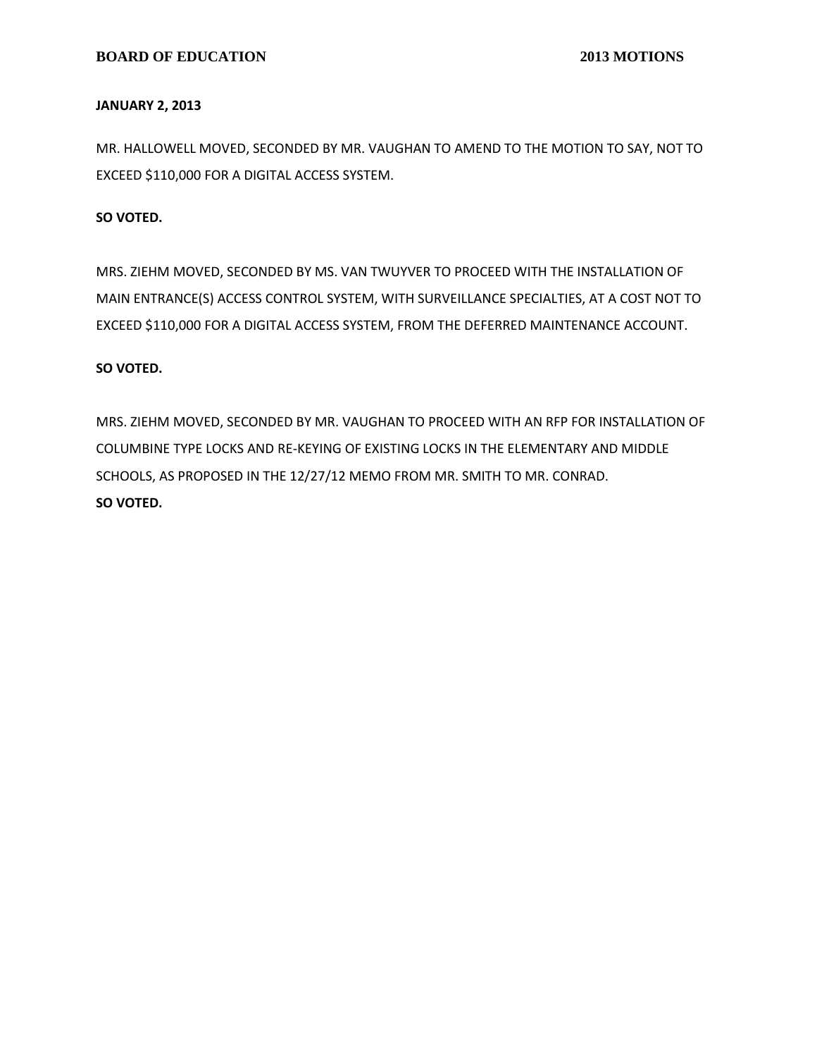**JANUARY 2, 2013**

MR. HALLOWELL MOVED, SECONDED BY MR. VAUGHAN TO AMEND TO THE MOTION TO SAY, NOT TO EXCEED $110,000 FOR A DIGITAL ACCESS SYSTEM.

**SO VOTED.**

MRS. ZIEHM MOVED, SECONDED BY MS. VAN TWUYVER TO PROCEED WITH THE INSTALLATION OF MAIN ENTRANCE(S) ACCESS CONTROL SYSTEM, WITH SURVEILLANCE SPECIALTIES, AT A COST NOT TO EXCEED $110,000 FOR A DIGITAL ACCESS SYSTEM, FROM THE DEFERRED MAINTENANCE ACCOUNT.

**SO VOTED.**

MRS. ZIEHM MOVED, SECONDED BY MR. VAUGHAN TO PROCEED WITH AN RFP FOR INSTALLATION OF COLUMBINE TYPE LOCKS AND RE-KEYING OF EXISTING LOCKS IN THE ELEMENTARY AND MIDDLE SCHOOLS, AS PROPOSED IN THE 12/27/12 MEMO FROM MR. SMITH TO MR. CONRAD.

**SO VOTED.**